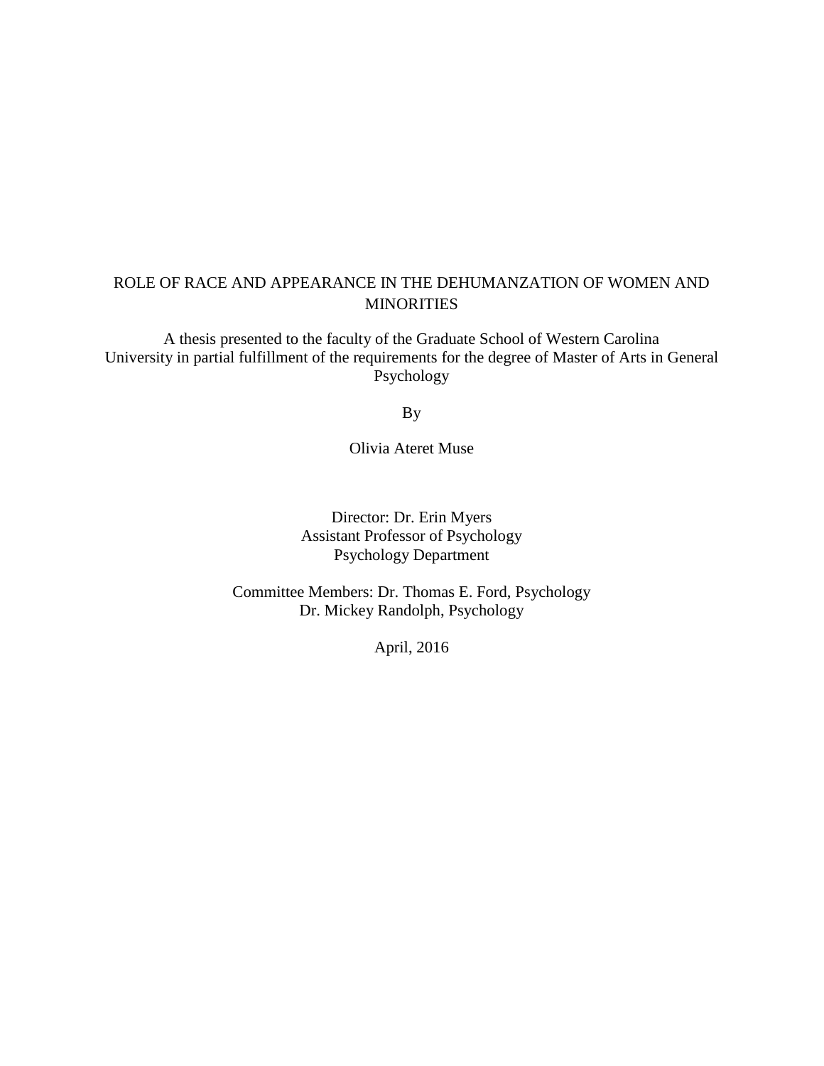# ROLE OF RACE AND APPEARANCE IN THE DEHUMANZATION OF WOMEN AND MINORITIES

A thesis presented to the faculty of the Graduate School of Western Carolina University in partial fulfillment of the requirements for the degree of Master of Arts in General Psychology

By

Olivia Ateret Muse

Director: Dr. Erin Myers  
Assistant Professor of Psychology  
Psychology Department

Committee Members: Dr. Thomas E. Ford, Psychology  
Dr. Mickey Randolph, Psychology

April, 2016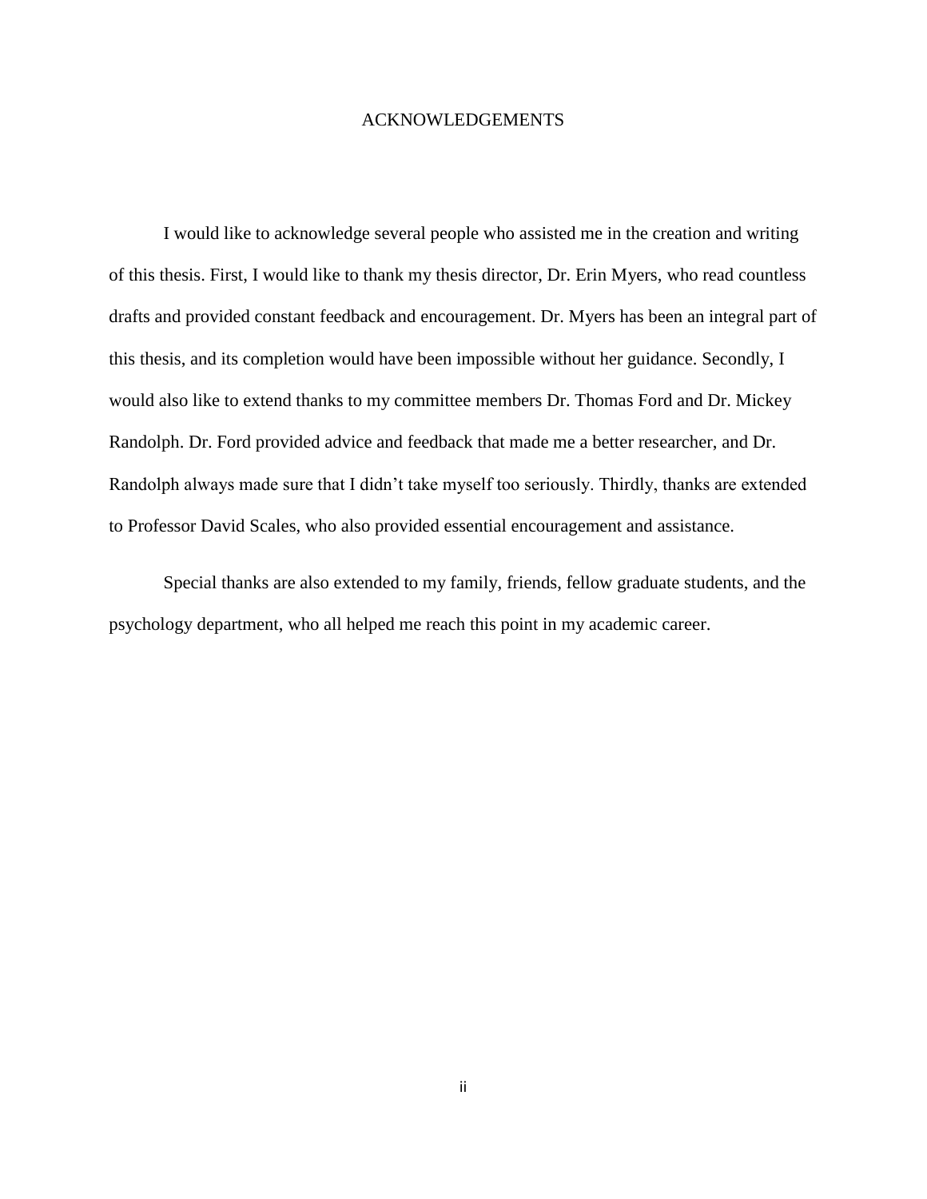# ACKNOWLEDGEMENTS

I would like to acknowledge several people who assisted me in the creation and writing of this thesis. First, I would like to thank my thesis director, Dr. Erin Myers, who read countless drafts and provided constant feedback and encouragement. Dr. Myers has been an integral part of this thesis, and its completion would have been impossible without her guidance. Secondly, I would also like to extend thanks to my committee members Dr. Thomas Ford and Dr. Mickey Randolph. Dr. Ford provided advice and feedback that made me a better researcher, and Dr. Randolph always made sure that I didn't take myself too seriously. Thirdly, thanks are extended to Professor David Scales, who also provided essential encouragement and assistance.

Special thanks are also extended to my family, friends, fellow graduate students, and the psychology department, who all helped me reach this point in my academic career.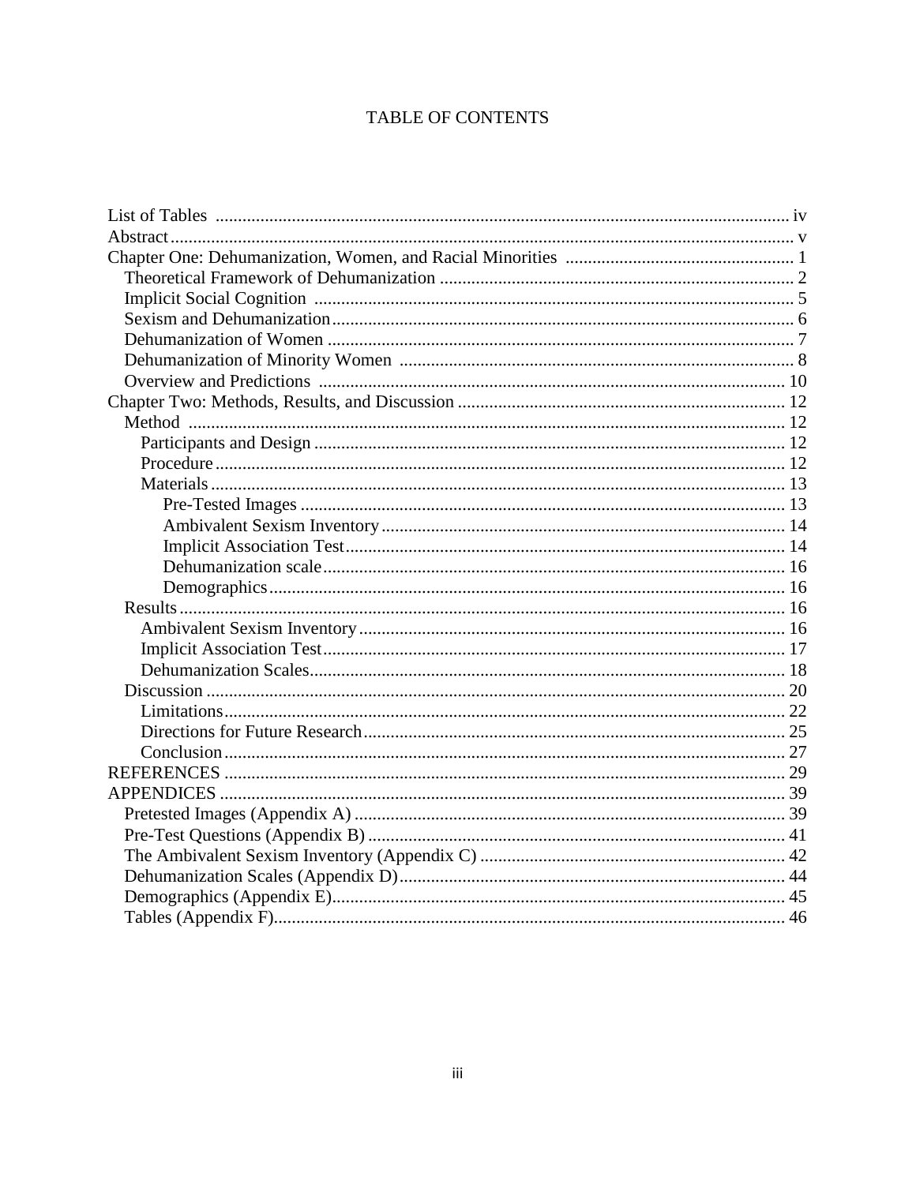# TABLE OF CONTENTS

List of Tables ........ iv
Abstract ........ v
Chapter One: Dehumanization, Women, and Racial Minorities ........ 1
  Theoretical Framework of Dehumanization ........ 2
  Implicit Social Cognition ........ 5
  Sexism and Dehumanization ........ 6
  Dehumanization of Women ........ 7
  Dehumanization of Minority Women ........ 8
  Overview and Predictions ........ 10
Chapter Two: Methods, Results, and Discussion ........ 12
  Method ........ 12
    Participants and Design ........ 12
    Procedure ........ 12
    Materials ........ 13
      Pre-Tested Images ........ 13
      Ambivalent Sexism Inventory ........ 14
      Implicit Association Test ........ 14
      Dehumanization scale ........ 16
      Demographics ........ 16
  Results ........ 16
    Ambivalent Sexism Inventory ........ 16
    Implicit Association Test ........ 17
    Dehumanization Scales ........ 18
  Discussion ........ 20
    Limitations ........ 22
    Directions for Future Research ........ 25
    Conclusion ........ 27
REFERENCES ........ 29
APPENDICES ........ 39
  Pretested Images (Appendix A) ........ 39
  Pre-Test Questions (Appendix B) ........ 41
  The Ambivalent Sexism Inventory (Appendix C) ........ 42
  Dehumanization Scales (Appendix D) ........ 44
  Demographics (Appendix E) ........ 45
  Tables (Appendix F) ........ 46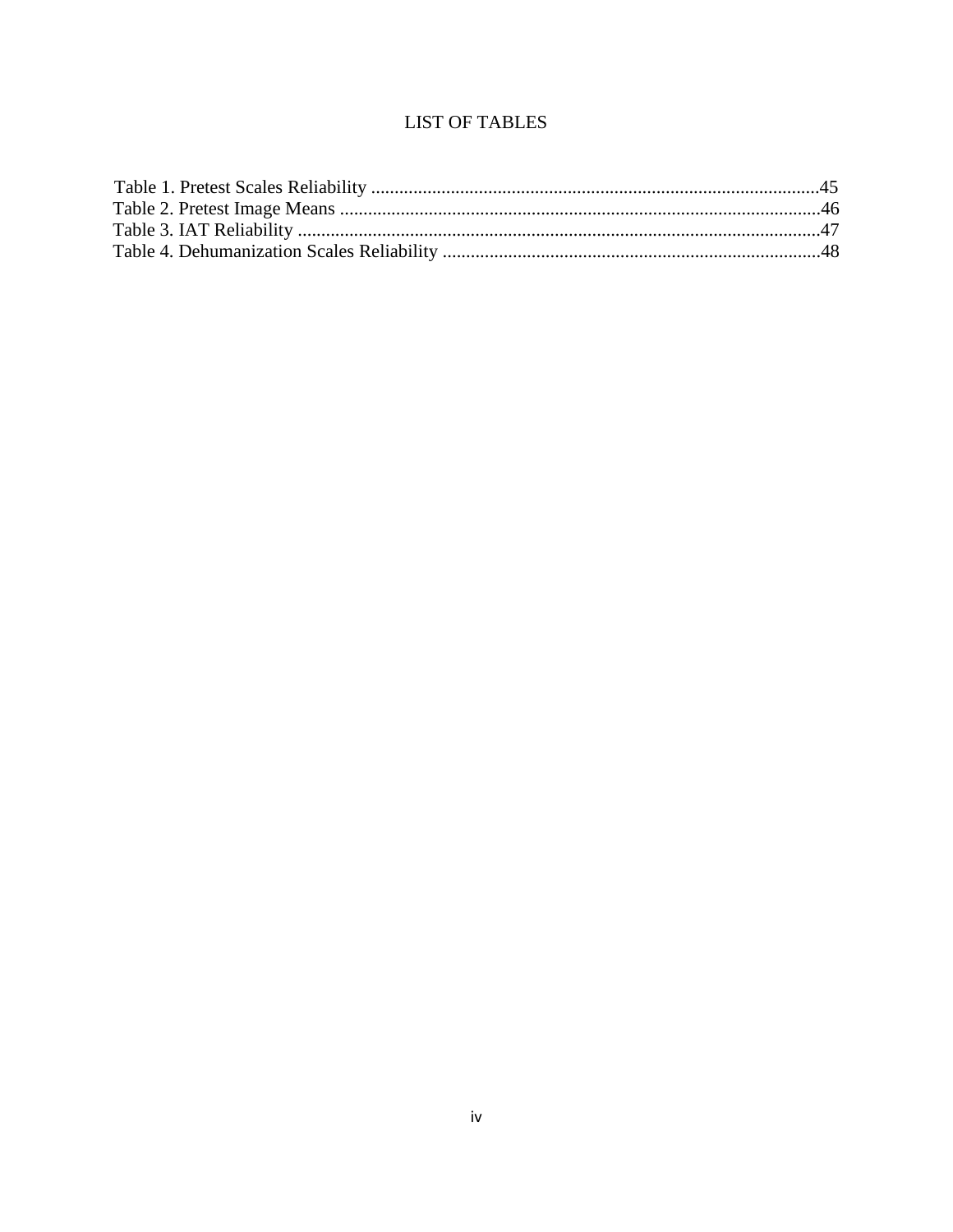# LIST OF TABLES

Table 1. Pretest Scales Reliability ................................................................................................45
Table 2. Pretest Image Means .......................................................................................................46
Table 3. IAT Reliability ...............................................................................................................47
Table 4. Dehumanization Scales Reliability ................................................................................48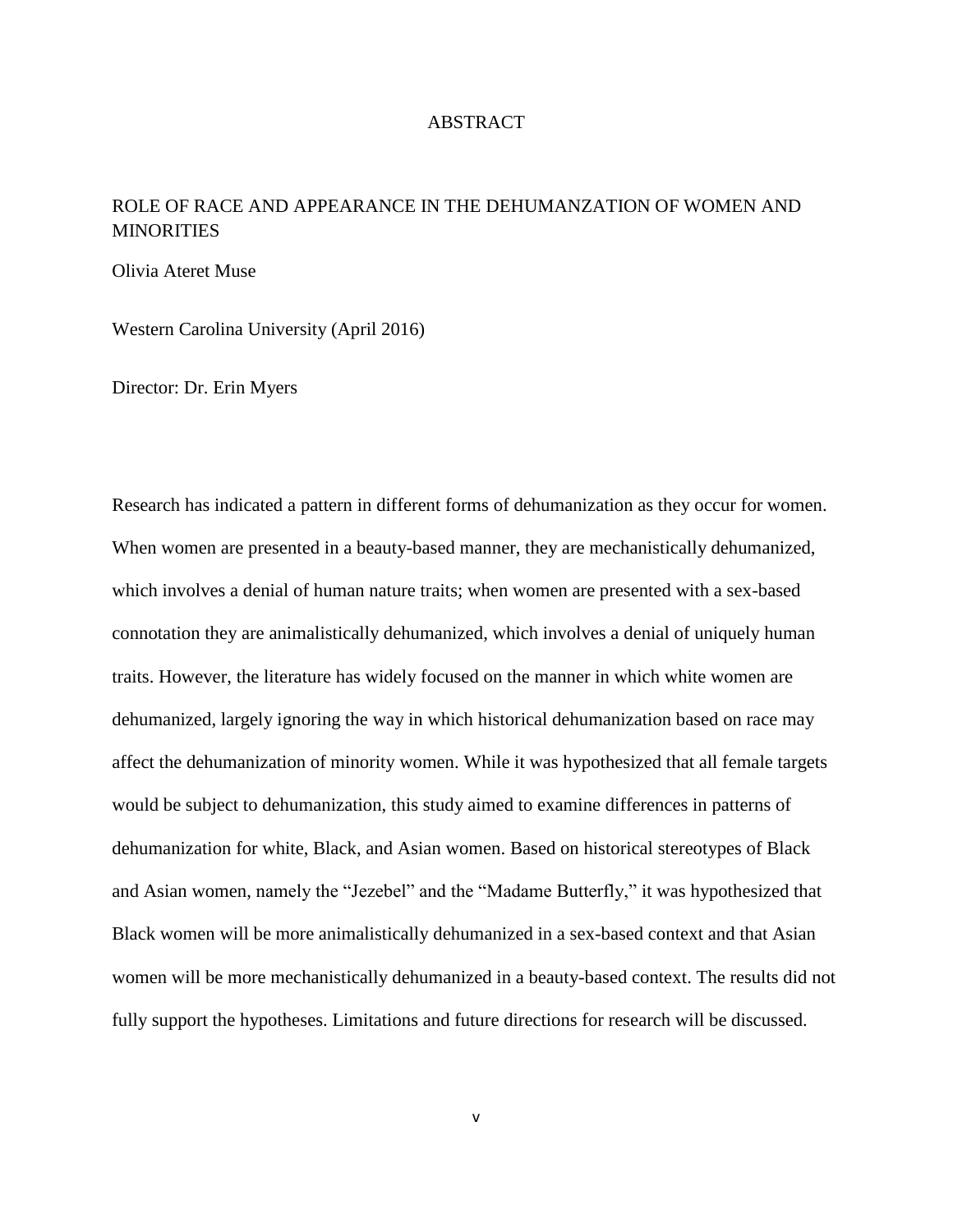# ABSTRACT

ROLE OF RACE AND APPEARANCE IN THE DEHUMANZATION OF WOMEN AND MINORITIES

Olivia Ateret Muse

Western Carolina University (April 2016)

Director: Dr. Erin Myers

Research has indicated a pattern in different forms of dehumanization as they occur for women. When women are presented in a beauty-based manner, they are mechanistically dehumanized, which involves a denial of human nature traits; when women are presented with a sex-based connotation they are animalistically dehumanized, which involves a denial of uniquely human traits. However, the literature has widely focused on the manner in which white women are dehumanized, largely ignoring the way in which historical dehumanization based on race may affect the dehumanization of minority women. While it was hypothesized that all female targets would be subject to dehumanization, this study aimed to examine differences in patterns of dehumanization for white, Black, and Asian women. Based on historical stereotypes of Black and Asian women, namely the "Jezebel" and the "Madame Butterfly," it was hypothesized that Black women will be more animalistically dehumanized in a sex-based context and that Asian women will be more mechanistically dehumanized in a beauty-based context. The results did not fully support the hypotheses. Limitations and future directions for research will be discussed.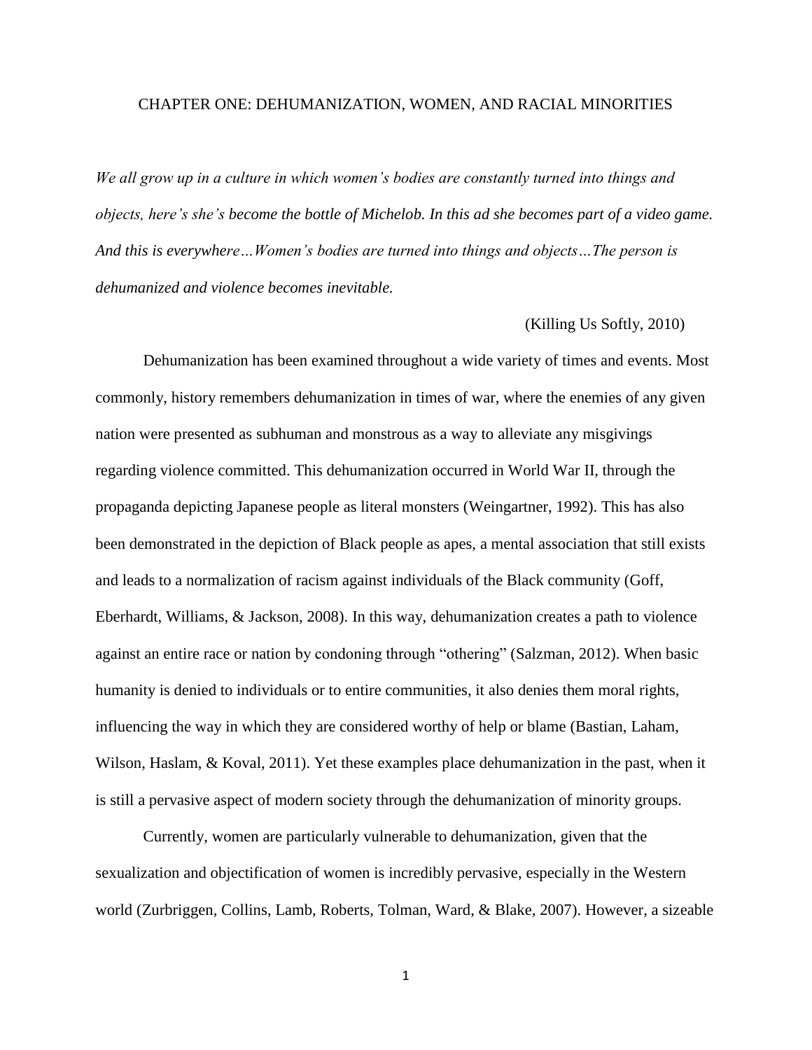# CHAPTER ONE: DEHUMANIZATION, WOMEN, AND RACIAL MINORITIES

*We all grow up in a culture in which women's bodies are constantly turned into things and objects, here's she's become the bottle of Michelob. In this ad she becomes part of a video game. And this is everywhere…Women's bodies are turned into things and objects…The person is dehumanized and violence becomes inevitable.*

(Killing Us Softly, 2010)

Dehumanization has been examined throughout a wide variety of times and events. Most commonly, history remembers dehumanization in times of war, where the enemies of any given nation were presented as subhuman and monstrous as a way to alleviate any misgivings regarding violence committed. This dehumanization occurred in World War II, through the propaganda depicting Japanese people as literal monsters (Weingartner, 1992). This has also been demonstrated in the depiction of Black people as apes, a mental association that still exists and leads to a normalization of racism against individuals of the Black community (Goff, Eberhardt, Williams, & Jackson, 2008). In this way, dehumanization creates a path to violence against an entire race or nation by condoning through "othering" (Salzman, 2012). When basic humanity is denied to individuals or to entire communities, it also denies them moral rights, influencing the way in which they are considered worthy of help or blame (Bastian, Laham, Wilson, Haslam, & Koval, 2011). Yet these examples place dehumanization in the past, when it is still a pervasive aspect of modern society through the dehumanization of minority groups.

Currently, women are particularly vulnerable to dehumanization, given that the sexualization and objectification of women is incredibly pervasive, especially in the Western world (Zurbriggen, Collins, Lamb, Roberts, Tolman, Ward, & Blake, 2007). However, a sizeable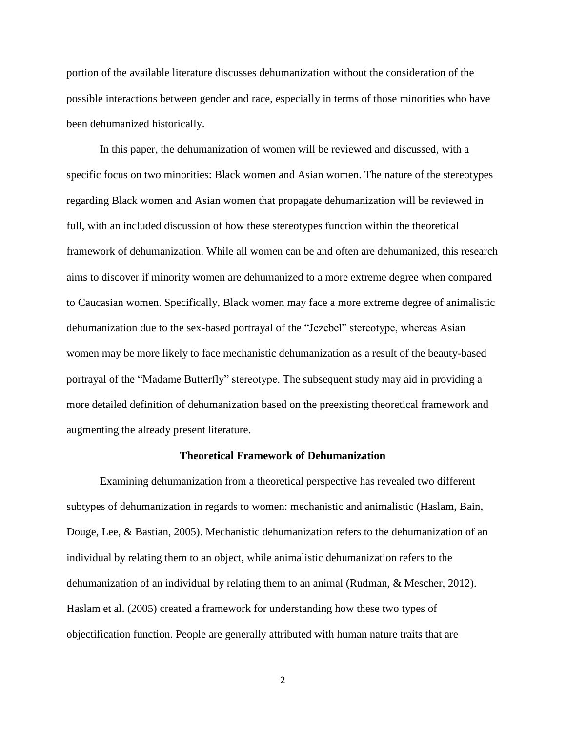portion of the available literature discusses dehumanization without the consideration of the possible interactions between gender and race, especially in terms of those minorities who have been dehumanized historically.

In this paper, the dehumanization of women will be reviewed and discussed, with a specific focus on two minorities: Black women and Asian women. The nature of the stereotypes regarding Black women and Asian women that propagate dehumanization will be reviewed in full, with an included discussion of how these stereotypes function within the theoretical framework of dehumanization. While all women can be and often are dehumanized, this research aims to discover if minority women are dehumanized to a more extreme degree when compared to Caucasian women. Specifically, Black women may face a more extreme degree of animalistic dehumanization due to the sex-based portrayal of the "Jezebel" stereotype, whereas Asian women may be more likely to face mechanistic dehumanization as a result of the beauty-based portrayal of the "Madame Butterfly" stereotype. The subsequent study may aid in providing a more detailed definition of dehumanization based on the preexisting theoretical framework and augmenting the already present literature.

## Theoretical Framework of Dehumanization

Examining dehumanization from a theoretical perspective has revealed two different subtypes of dehumanization in regards to women: mechanistic and animalistic (Haslam, Bain, Douge, Lee, & Bastian, 2005). Mechanistic dehumanization refers to the dehumanization of an individual by relating them to an object, while animalistic dehumanization refers to the dehumanization of an individual by relating them to an animal (Rudman, & Mescher, 2012). Haslam et al. (2005) created a framework for understanding how these two types of objectification function. People are generally attributed with human nature traits that are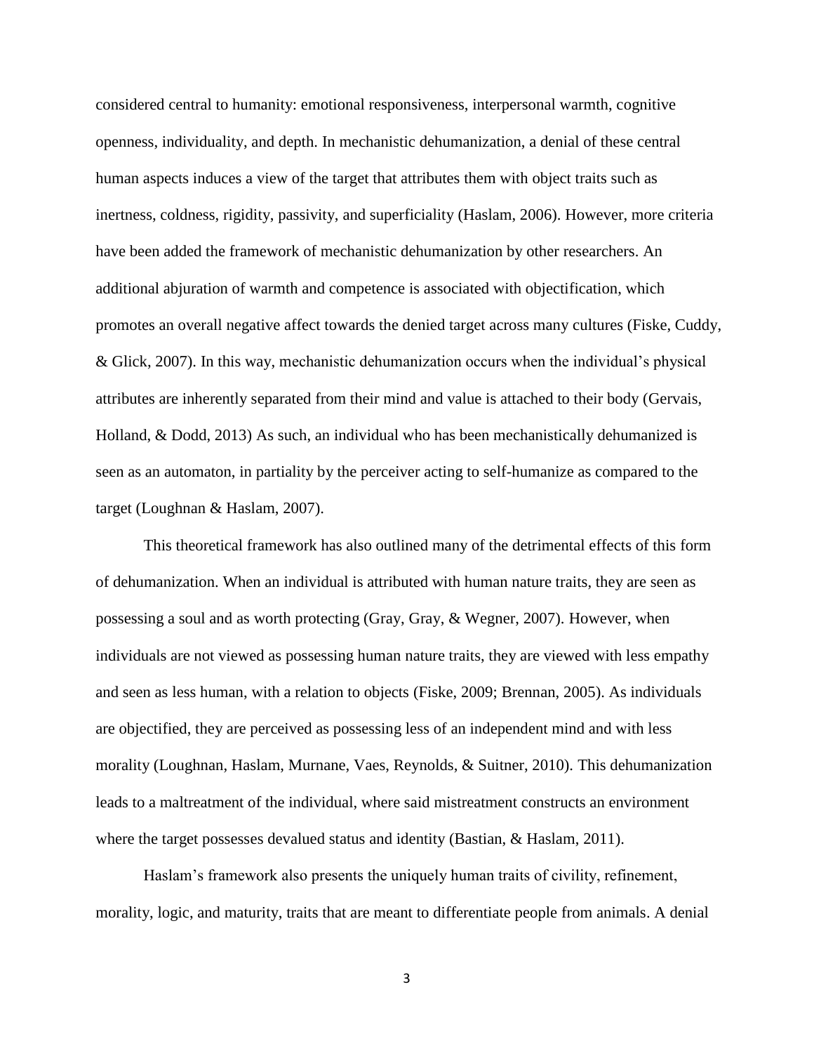considered central to humanity: emotional responsiveness, interpersonal warmth, cognitive openness, individuality, and depth. In mechanistic dehumanization, a denial of these central human aspects induces a view of the target that attributes them with object traits such as inertness, coldness, rigidity, passivity, and superficiality (Haslam, 2006). However, more criteria have been added the framework of mechanistic dehumanization by other researchers. An additional abjuration of warmth and competence is associated with objectification, which promotes an overall negative affect towards the denied target across many cultures (Fiske, Cuddy, & Glick, 2007). In this way, mechanistic dehumanization occurs when the individual's physical attributes are inherently separated from their mind and value is attached to their body (Gervais, Holland, & Dodd, 2013) As such, an individual who has been mechanistically dehumanized is seen as an automaton, in partiality by the perceiver acting to self-humanize as compared to the target (Loughnan & Haslam, 2007).

This theoretical framework has also outlined many of the detrimental effects of this form of dehumanization. When an individual is attributed with human nature traits, they are seen as possessing a soul and as worth protecting (Gray, Gray, & Wegner, 2007). However, when individuals are not viewed as possessing human nature traits, they are viewed with less empathy and seen as less human, with a relation to objects (Fiske, 2009; Brennan, 2005). As individuals are objectified, they are perceived as possessing less of an independent mind and with less morality (Loughnan, Haslam, Murnane, Vaes, Reynolds, & Suitner, 2010). This dehumanization leads to a maltreatment of the individual, where said mistreatment constructs an environment where the target possesses devalued status and identity (Bastian, & Haslam, 2011).

Haslam's framework also presents the uniquely human traits of civility, refinement, morality, logic, and maturity, traits that are meant to differentiate people from animals. A denial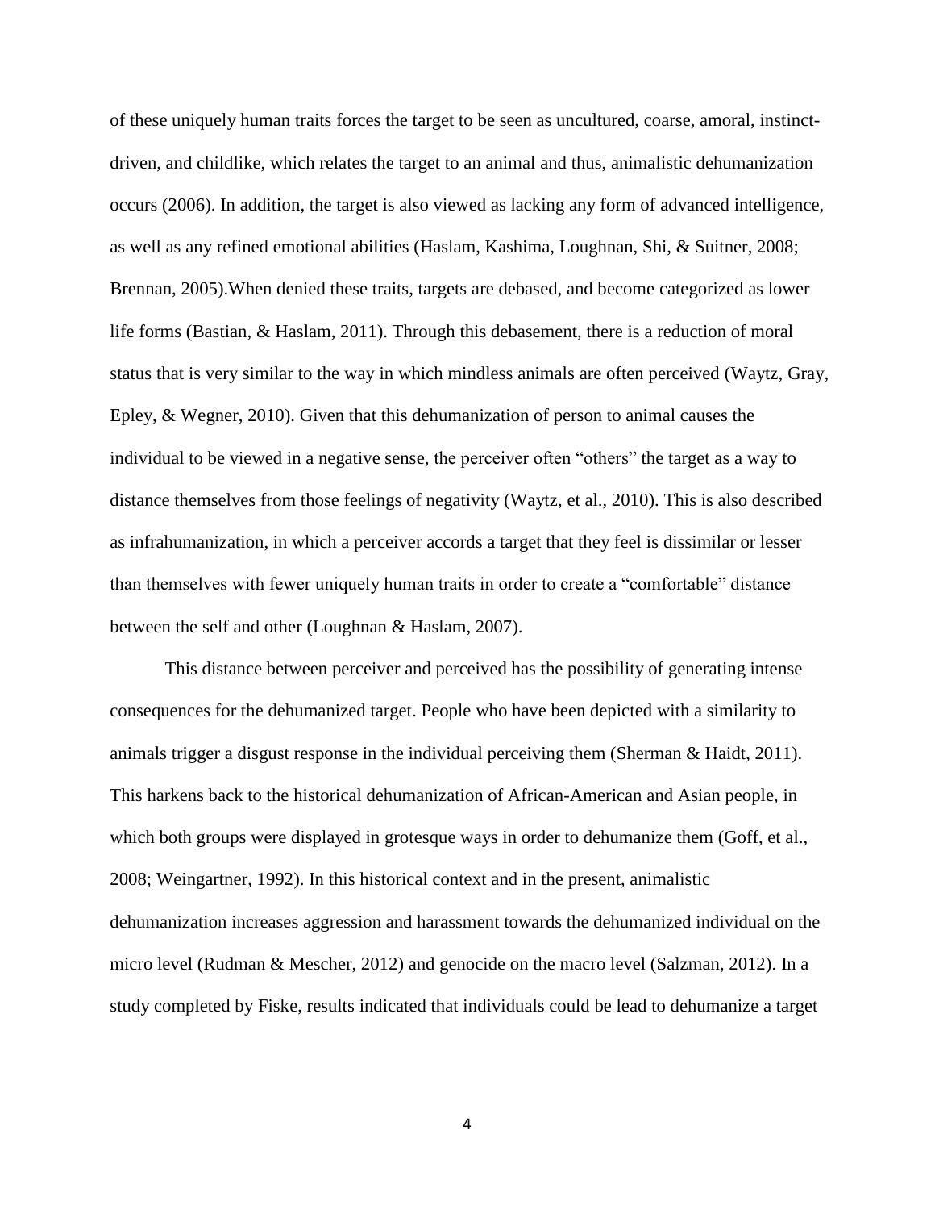of these uniquely human traits forces the target to be seen as uncultured, coarse, amoral, instinct-driven, and childlike, which relates the target to an animal and thus, animalistic dehumanization occurs (2006). In addition, the target is also viewed as lacking any form of advanced intelligence, as well as any refined emotional abilities (Haslam, Kashima, Loughnan, Shi, & Suitner, 2008; Brennan, 2005).When denied these traits, targets are debased, and become categorized as lower life forms (Bastian, & Haslam, 2011). Through this debasement, there is a reduction of moral status that is very similar to the way in which mindless animals are often perceived (Waytz, Gray, Epley, & Wegner, 2010). Given that this dehumanization of person to animal causes the individual to be viewed in a negative sense, the perceiver often "others" the target as a way to distance themselves from those feelings of negativity (Waytz, et al., 2010). This is also described as infrahumanization, in which a perceiver accords a target that they feel is dissimilar or lesser than themselves with fewer uniquely human traits in order to create a "comfortable" distance between the self and other (Loughnan & Haslam, 2007).

This distance between perceiver and perceived has the possibility of generating intense consequences for the dehumanized target. People who have been depicted with a similarity to animals trigger a disgust response in the individual perceiving them (Sherman & Haidt, 2011). This harkens back to the historical dehumanization of African-American and Asian people, in which both groups were displayed in grotesque ways in order to dehumanize them (Goff, et al., 2008; Weingartner, 1992). In this historical context and in the present, animalistic dehumanization increases aggression and harassment towards the dehumanized individual on the micro level (Rudman & Mescher, 2012) and genocide on the macro level (Salzman, 2012). In a study completed by Fiske, results indicated that individuals could be lead to dehumanize a target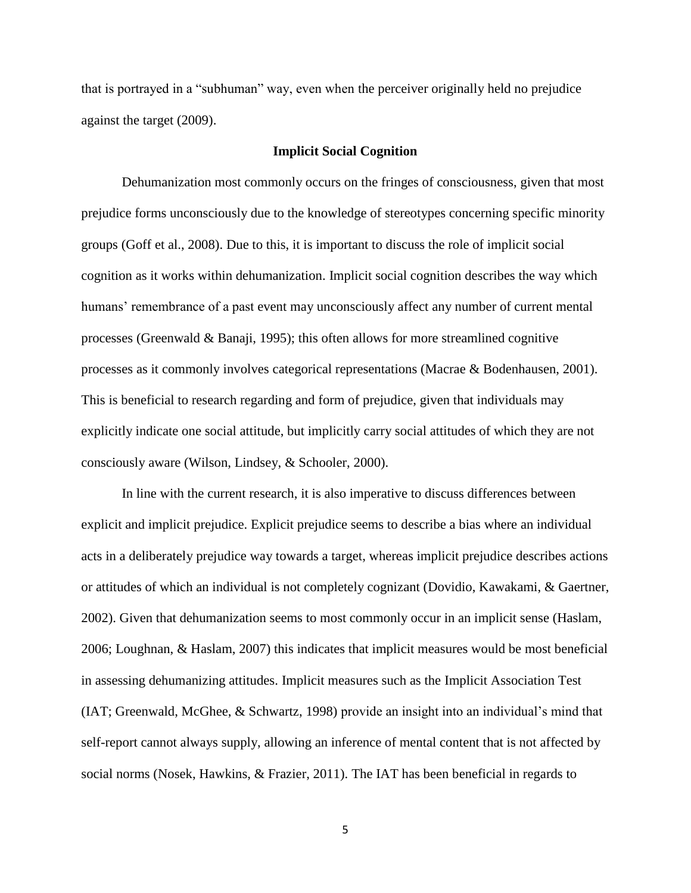that is portrayed in a "subhuman" way, even when the perceiver originally held no prejudice against the target (2009).

## Implicit Social Cognition

Dehumanization most commonly occurs on the fringes of consciousness, given that most prejudice forms unconsciously due to the knowledge of stereotypes concerning specific minority groups (Goff et al., 2008). Due to this, it is important to discuss the role of implicit social cognition as it works within dehumanization. Implicit social cognition describes the way which humans' remembrance of a past event may unconsciously affect any number of current mental processes (Greenwald & Banaji, 1995); this often allows for more streamlined cognitive processes as it commonly involves categorical representations (Macrae & Bodenhausen, 2001). This is beneficial to research regarding and form of prejudice, given that individuals may explicitly indicate one social attitude, but implicitly carry social attitudes of which they are not consciously aware (Wilson, Lindsey, & Schooler, 2000).

In line with the current research, it is also imperative to discuss differences between explicit and implicit prejudice. Explicit prejudice seems to describe a bias where an individual acts in a deliberately prejudice way towards a target, whereas implicit prejudice describes actions or attitudes of which an individual is not completely cognizant (Dovidio, Kawakami, & Gaertner, 2002). Given that dehumanization seems to most commonly occur in an implicit sense (Haslam, 2006; Loughnan, & Haslam, 2007) this indicates that implicit measures would be most beneficial in assessing dehumanizing attitudes. Implicit measures such as the Implicit Association Test (IAT; Greenwald, McGhee, & Schwartz, 1998) provide an insight into an individual's mind that self-report cannot always supply, allowing an inference of mental content that is not affected by social norms (Nosek, Hawkins, & Frazier, 2011). The IAT has been beneficial in regards to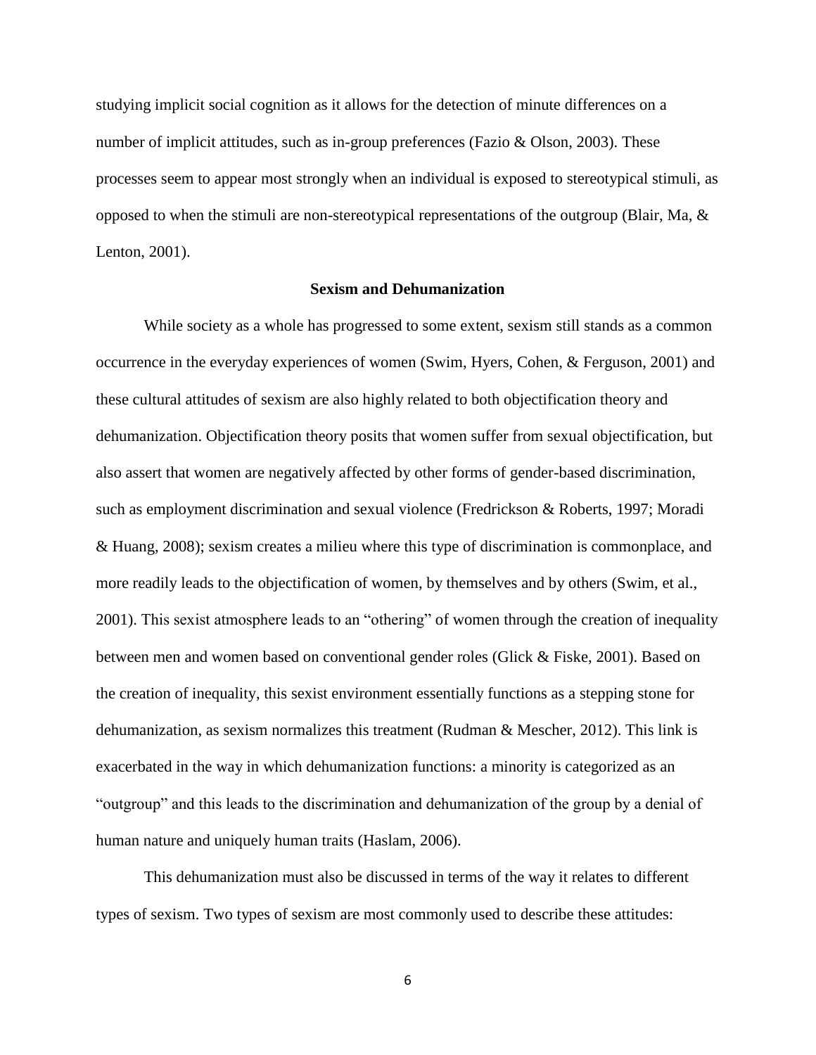studying implicit social cognition as it allows for the detection of minute differences on a number of implicit attitudes, such as in-group preferences (Fazio & Olson, 2003). These processes seem to appear most strongly when an individual is exposed to stereotypical stimuli, as opposed to when the stimuli are non-stereotypical representations of the outgroup (Blair, Ma, & Lenton, 2001).

## Sexism and Dehumanization

While society as a whole has progressed to some extent, sexism still stands as a common occurrence in the everyday experiences of women (Swim, Hyers, Cohen, & Ferguson, 2001) and these cultural attitudes of sexism are also highly related to both objectification theory and dehumanization. Objectification theory posits that women suffer from sexual objectification, but also assert that women are negatively affected by other forms of gender-based discrimination, such as employment discrimination and sexual violence (Fredrickson & Roberts, 1997; Moradi & Huang, 2008); sexism creates a milieu where this type of discrimination is commonplace, and more readily leads to the objectification of women, by themselves and by others (Swim, et al., 2001). This sexist atmosphere leads to an "othering" of women through the creation of inequality between men and women based on conventional gender roles (Glick & Fiske, 2001). Based on the creation of inequality, this sexist environment essentially functions as a stepping stone for dehumanization, as sexism normalizes this treatment (Rudman & Mescher, 2012). This link is exacerbated in the way in which dehumanization functions: a minority is categorized as an "outgroup" and this leads to the discrimination and dehumanization of the group by a denial of human nature and uniquely human traits (Haslam, 2006).

This dehumanization must also be discussed in terms of the way it relates to different types of sexism. Two types of sexism are most commonly used to describe these attitudes: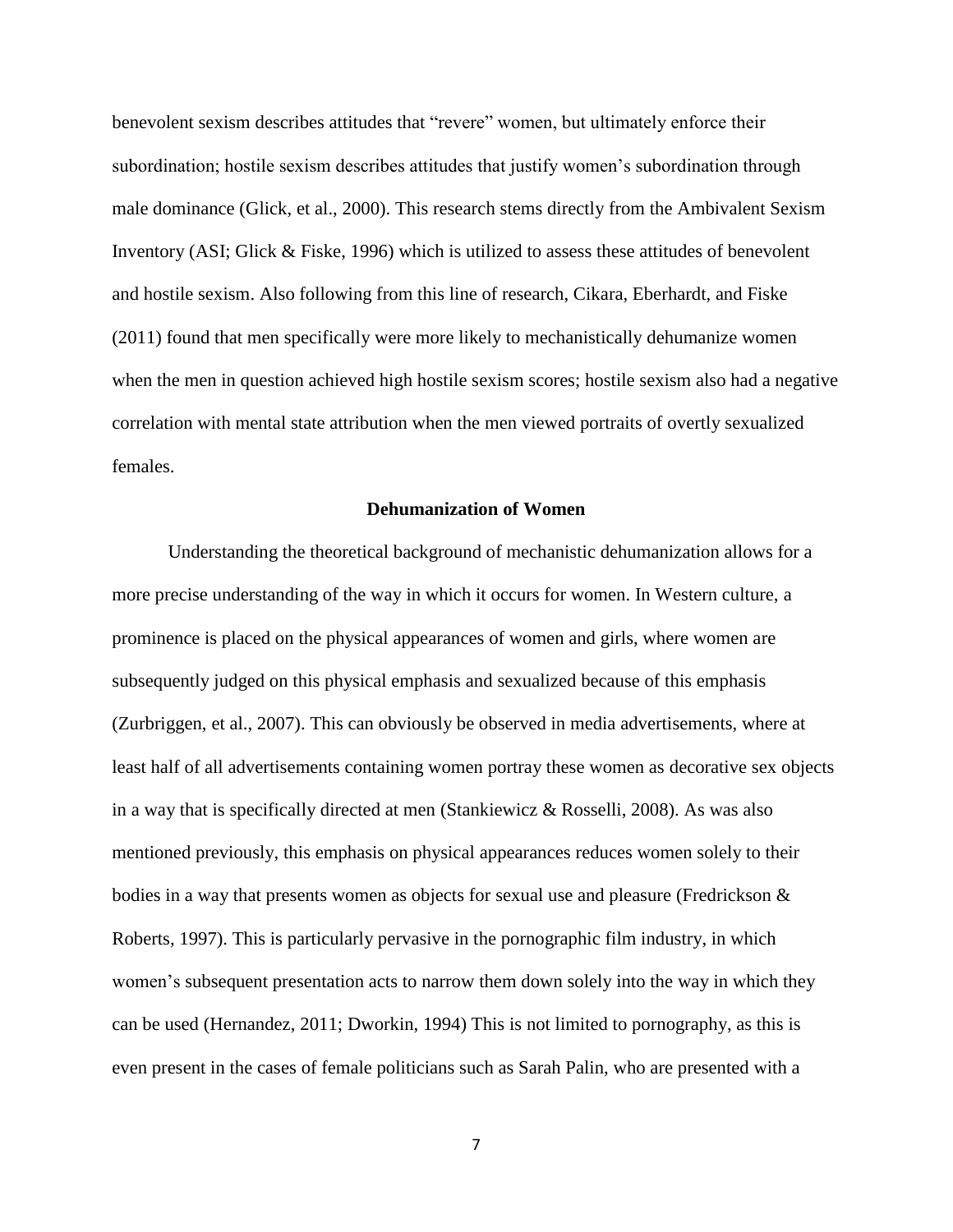benevolent sexism describes attitudes that "revere" women, but ultimately enforce their subordination; hostile sexism describes attitudes that justify women's subordination through male dominance (Glick, et al., 2000). This research stems directly from the Ambivalent Sexism Inventory (ASI; Glick & Fiske, 1996) which is utilized to assess these attitudes of benevolent and hostile sexism. Also following from this line of research, Cikara, Eberhardt, and Fiske (2011) found that men specifically were more likely to mechanistically dehumanize women when the men in question achieved high hostile sexism scores; hostile sexism also had a negative correlation with mental state attribution when the men viewed portraits of overtly sexualized females.

## Dehumanization of Women

Understanding the theoretical background of mechanistic dehumanization allows for a more precise understanding of the way in which it occurs for women. In Western culture, a prominence is placed on the physical appearances of women and girls, where women are subsequently judged on this physical emphasis and sexualized because of this emphasis (Zurbriggen, et al., 2007). This can obviously be observed in media advertisements, where at least half of all advertisements containing women portray these women as decorative sex objects in a way that is specifically directed at men (Stankiewicz & Rosselli, 2008). As was also mentioned previously, this emphasis on physical appearances reduces women solely to their bodies in a way that presents women as objects for sexual use and pleasure (Fredrickson & Roberts, 1997). This is particularly pervasive in the pornographic film industry, in which women's subsequent presentation acts to narrow them down solely into the way in which they can be used (Hernandez, 2011; Dworkin, 1994) This is not limited to pornography, as this is even present in the cases of female politicians such as Sarah Palin, who are presented with a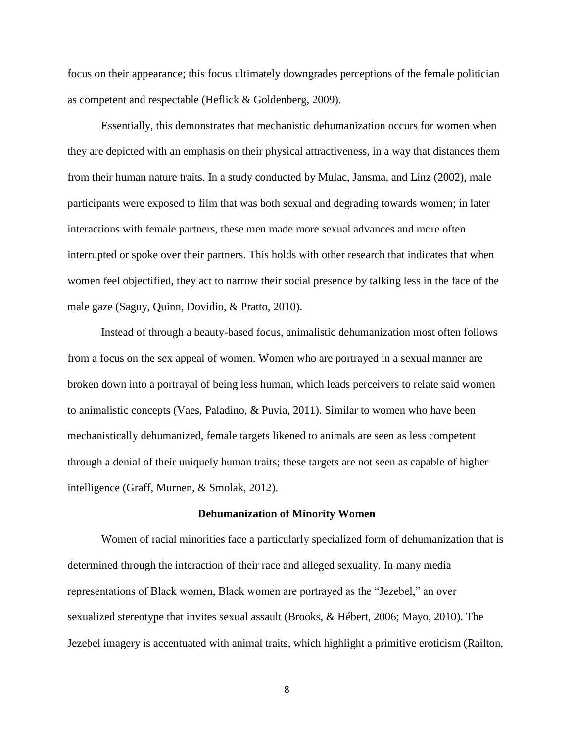focus on their appearance; this focus ultimately downgrades perceptions of the female politician as competent and respectable (Heflick & Goldenberg, 2009).

Essentially, this demonstrates that mechanistic dehumanization occurs for women when they are depicted with an emphasis on their physical attractiveness, in a way that distances them from their human nature traits. In a study conducted by Mulac, Jansma, and Linz (2002), male participants were exposed to film that was both sexual and degrading towards women; in later interactions with female partners, these men made more sexual advances and more often interrupted or spoke over their partners. This holds with other research that indicates that when women feel objectified, they act to narrow their social presence by talking less in the face of the male gaze (Saguy, Quinn, Dovidio, & Pratto, 2010).

Instead of through a beauty-based focus, animalistic dehumanization most often follows from a focus on the sex appeal of women. Women who are portrayed in a sexual manner are broken down into a portrayal of being less human, which leads perceivers to relate said women to animalistic concepts (Vaes, Paladino, & Puvia, 2011). Similar to women who have been mechanistically dehumanized, female targets likened to animals are seen as less competent through a denial of their uniquely human traits; these targets are not seen as capable of higher intelligence (Graff, Murnen, & Smolak, 2012).

## Dehumanization of Minority Women

Women of racial minorities face a particularly specialized form of dehumanization that is determined through the interaction of their race and alleged sexuality. In many media representations of Black women, Black women are portrayed as the "Jezebel," an over sexualized stereotype that invites sexual assault (Brooks, & Hébert, 2006; Mayo, 2010). The Jezebel imagery is accentuated with animal traits, which highlight a primitive eroticism (Railton,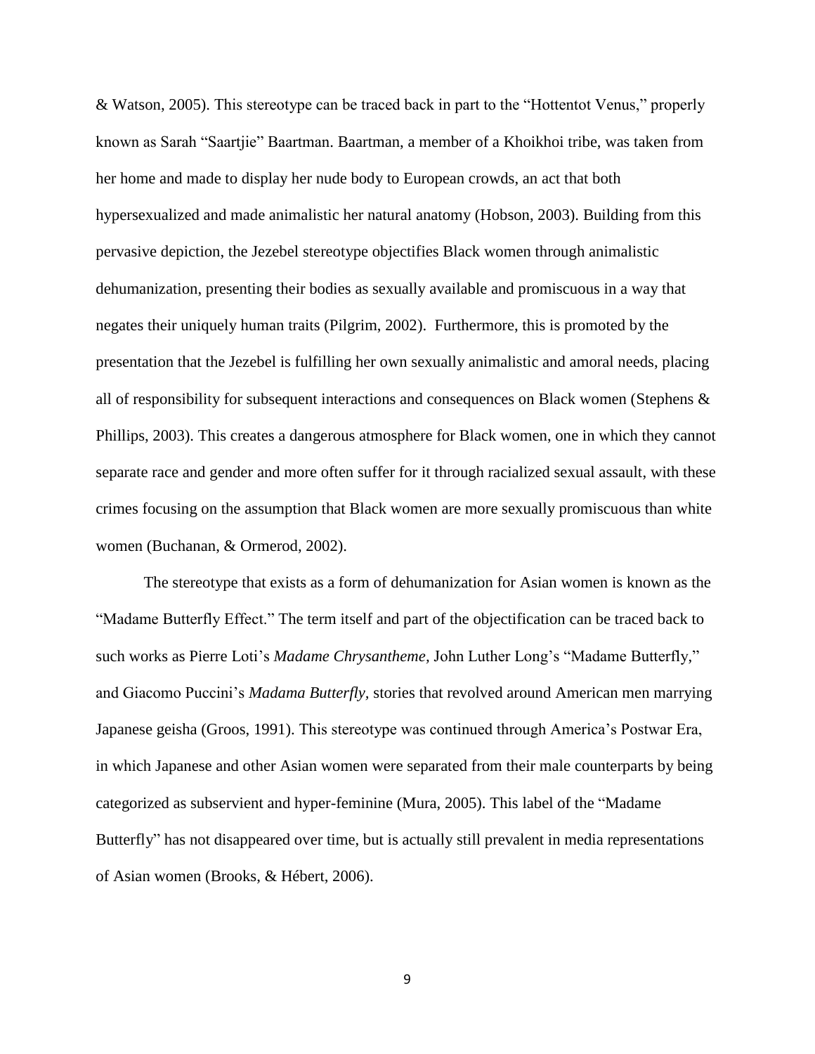& Watson, 2005). This stereotype can be traced back in part to the "Hottentot Venus," properly known as Sarah "Saartjie" Baartman. Baartman, a member of a Khoikhoi tribe, was taken from her home and made to display her nude body to European crowds, an act that both hypersexualized and made animalistic her natural anatomy (Hobson, 2003). Building from this pervasive depiction, the Jezebel stereotype objectifies Black women through animalistic dehumanization, presenting their bodies as sexually available and promiscuous in a way that negates their uniquely human traits (Pilgrim, 2002). Furthermore, this is promoted by the presentation that the Jezebel is fulfilling her own sexually animalistic and amoral needs, placing all of responsibility for subsequent interactions and consequences on Black women (Stephens & Phillips, 2003). This creates a dangerous atmosphere for Black women, one in which they cannot separate race and gender and more often suffer for it through racialized sexual assault, with these crimes focusing on the assumption that Black women are more sexually promiscuous than white women (Buchanan, & Ormerod, 2002).

The stereotype that exists as a form of dehumanization for Asian women is known as the "Madame Butterfly Effect." The term itself and part of the objectification can be traced back to such works as Pierre Loti's *Madame Chrysantheme,* John Luther Long's "Madame Butterfly," and Giacomo Puccini's *Madama Butterfly*, stories that revolved around American men marrying Japanese geisha (Groos, 1991). This stereotype was continued through America's Postwar Era, in which Japanese and other Asian women were separated from their male counterparts by being categorized as subservient and hyper-feminine (Mura, 2005). This label of the "Madame Butterfly" has not disappeared over time, but is actually still prevalent in media representations of Asian women (Brooks, & Hébert, 2006).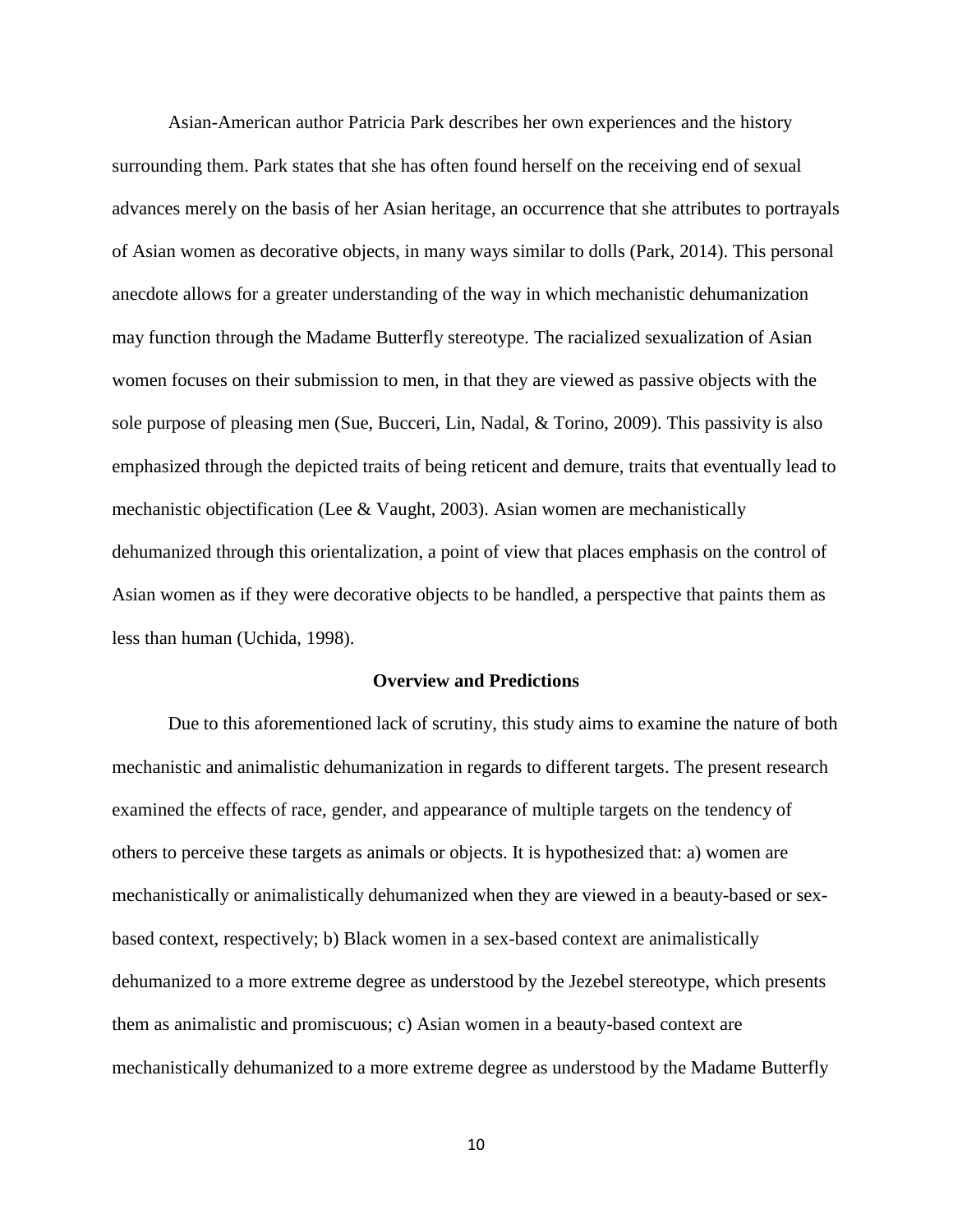Asian-American author Patricia Park describes her own experiences and the history surrounding them. Park states that she has often found herself on the receiving end of sexual advances merely on the basis of her Asian heritage, an occurrence that she attributes to portrayals of Asian women as decorative objects, in many ways similar to dolls (Park, 2014). This personal anecdote allows for a greater understanding of the way in which mechanistic dehumanization may function through the Madame Butterfly stereotype. The racialized sexualization of Asian women focuses on their submission to men, in that they are viewed as passive objects with the sole purpose of pleasing men (Sue, Bucceri, Lin, Nadal, & Torino, 2009). This passivity is also emphasized through the depicted traits of being reticent and demure, traits that eventually lead to mechanistic objectification (Lee & Vaught, 2003). Asian women are mechanistically dehumanized through this orientalization, a point of view that places emphasis on the control of Asian women as if they were decorative objects to be handled, a perspective that paints them as less than human (Uchida, 1998).

## Overview and Predictions

Due to this aforementioned lack of scrutiny, this study aims to examine the nature of both mechanistic and animalistic dehumanization in regards to different targets. The present research examined the effects of race, gender, and appearance of multiple targets on the tendency of others to perceive these targets as animals or objects. It is hypothesized that: a) women are mechanistically or animalistically dehumanized when they are viewed in a beauty-based or sex-based context, respectively; b) Black women in a sex-based context are animalistically dehumanized to a more extreme degree as understood by the Jezebel stereotype, which presents them as animalistic and promiscuous; c) Asian women in a beauty-based context are mechanistically dehumanized to a more extreme degree as understood by the Madame Butterfly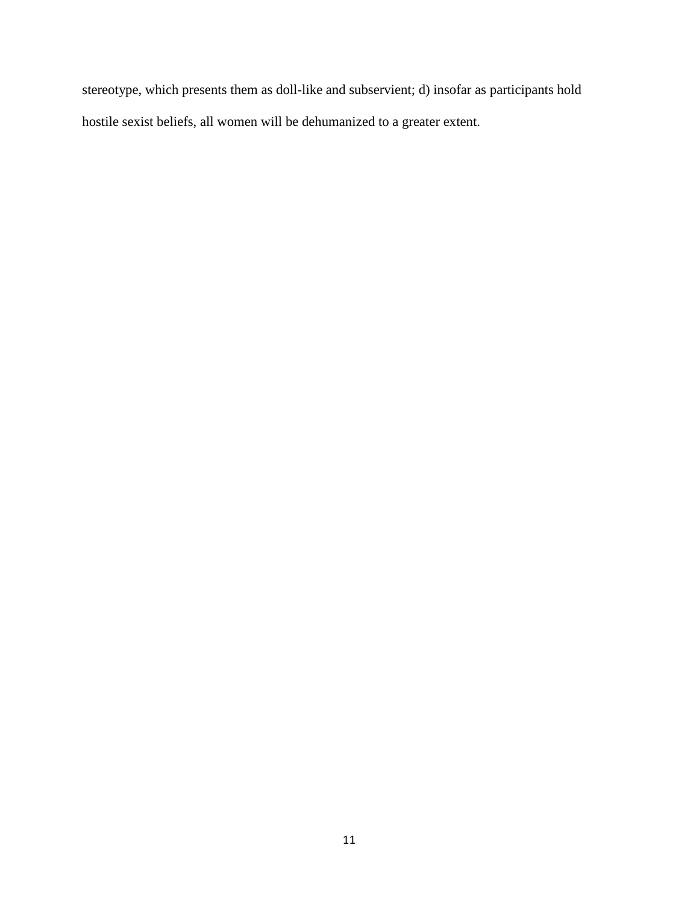stereotype, which presents them as doll-like and subservient; d) insofar as participants hold hostile sexist beliefs, all women will be dehumanized to a greater extent.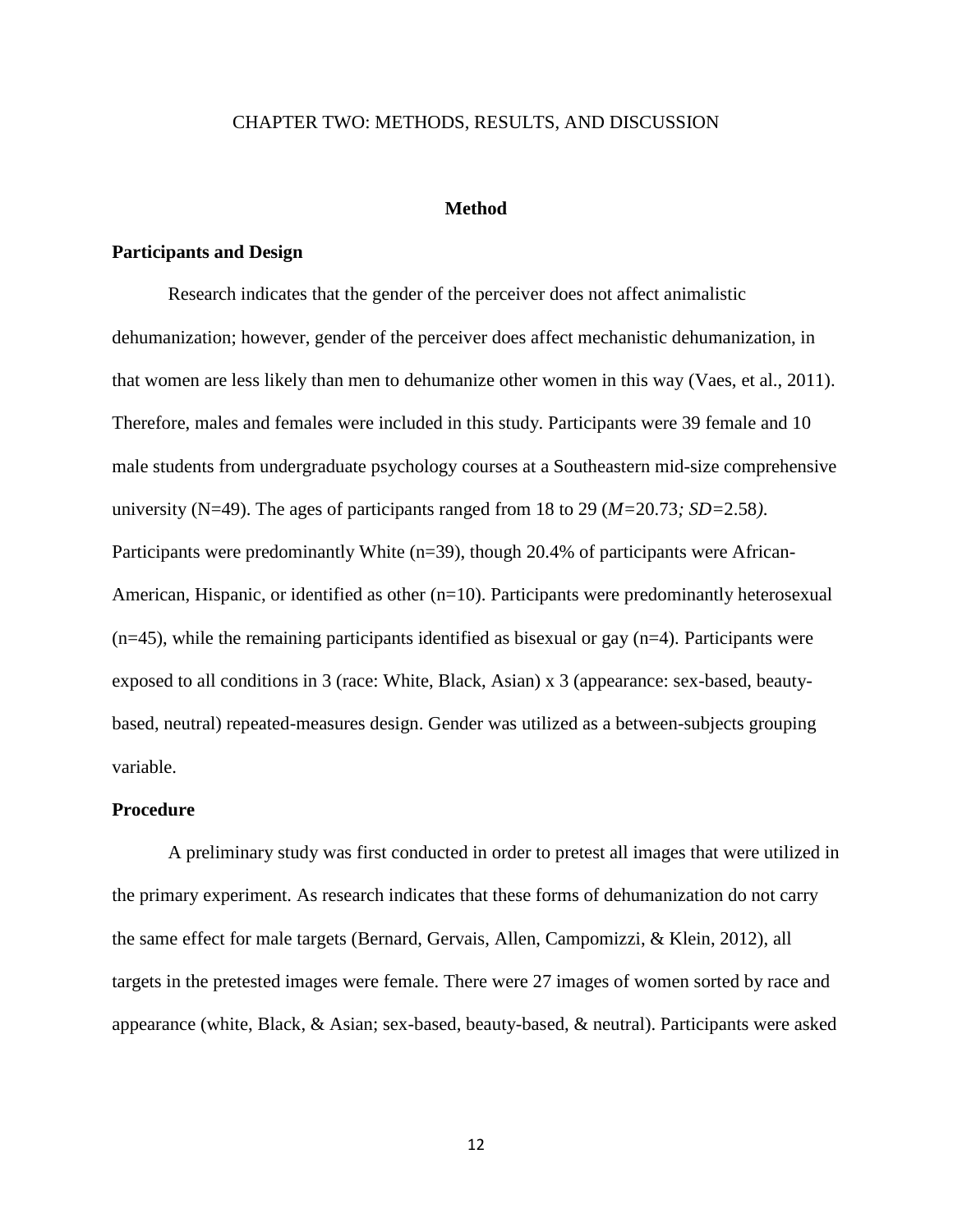# CHAPTER TWO: METHODS, RESULTS, AND DISCUSSION

## Method

### Participants and Design

Research indicates that the gender of the perceiver does not affect animalistic dehumanization; however, gender of the perceiver does affect mechanistic dehumanization, in that women are less likely than men to dehumanize other women in this way (Vaes, et al., 2011). Therefore, males and females were included in this study. Participants were 39 female and 10 male students from undergraduate psychology courses at a Southeastern mid-size comprehensive university (N=49). The ages of participants ranged from 18 to 29 (*M=*20.73*; SD=*2.58*)*. Participants were predominantly White (n=39), though 20.4% of participants were African-American, Hispanic, or identified as other (n=10). Participants were predominantly heterosexual (n=45), while the remaining participants identified as bisexual or gay (n=4). Participants were exposed to all conditions in 3 (race: White, Black, Asian) x 3 (appearance: sex-based, beauty-based, neutral) repeated-measures design. Gender was utilized as a between-subjects grouping variable.

### Procedure

A preliminary study was first conducted in order to pretest all images that were utilized in the primary experiment. As research indicates that these forms of dehumanization do not carry the same effect for male targets (Bernard, Gervais, Allen, Campomizzi, & Klein, 2012), all targets in the pretested images were female. There were 27 images of women sorted by race and appearance (white, Black, & Asian; sex-based, beauty-based, & neutral). Participants were asked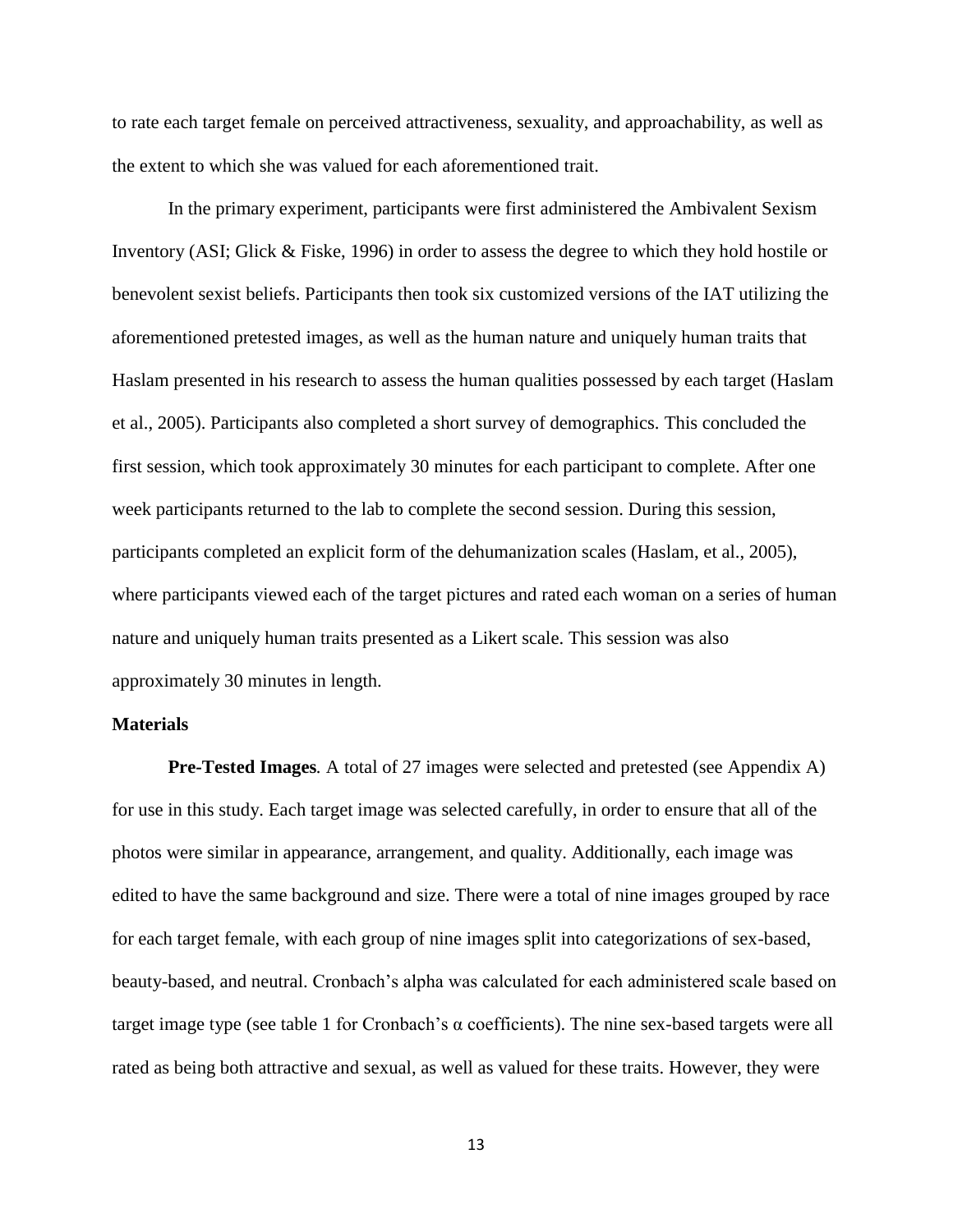to rate each target female on perceived attractiveness, sexuality, and approachability, as well as the extent to which she was valued for each aforementioned trait.

In the primary experiment, participants were first administered the Ambivalent Sexism Inventory (ASI; Glick & Fiske, 1996) in order to assess the degree to which they hold hostile or benevolent sexist beliefs. Participants then took six customized versions of the IAT utilizing the aforementioned pretested images, as well as the human nature and uniquely human traits that Haslam presented in his research to assess the human qualities possessed by each target (Haslam et al., 2005). Participants also completed a short survey of demographics. This concluded the first session, which took approximately 30 minutes for each participant to complete. After one week participants returned to the lab to complete the second session. During this session, participants completed an explicit form of the dehumanization scales (Haslam, et al., 2005), where participants viewed each of the target pictures and rated each woman on a series of human nature and uniquely human traits presented as a Likert scale. This session was also approximately 30 minutes in length.

### Materials

**Pre-Tested Images***.* A total of 27 images were selected and pretested (see Appendix A) for use in this study. Each target image was selected carefully, in order to ensure that all of the photos were similar in appearance, arrangement, and quality. Additionally, each image was edited to have the same background and size. There were a total of nine images grouped by race for each target female, with each group of nine images split into categorizations of sex-based, beauty-based, and neutral. Cronbach's alpha was calculated for each administered scale based on target image type (see table 1 for Cronbach's $\alpha$ coefficients). The nine sex-based targets were all rated as being both attractive and sexual, as well as valued for these traits. However, they were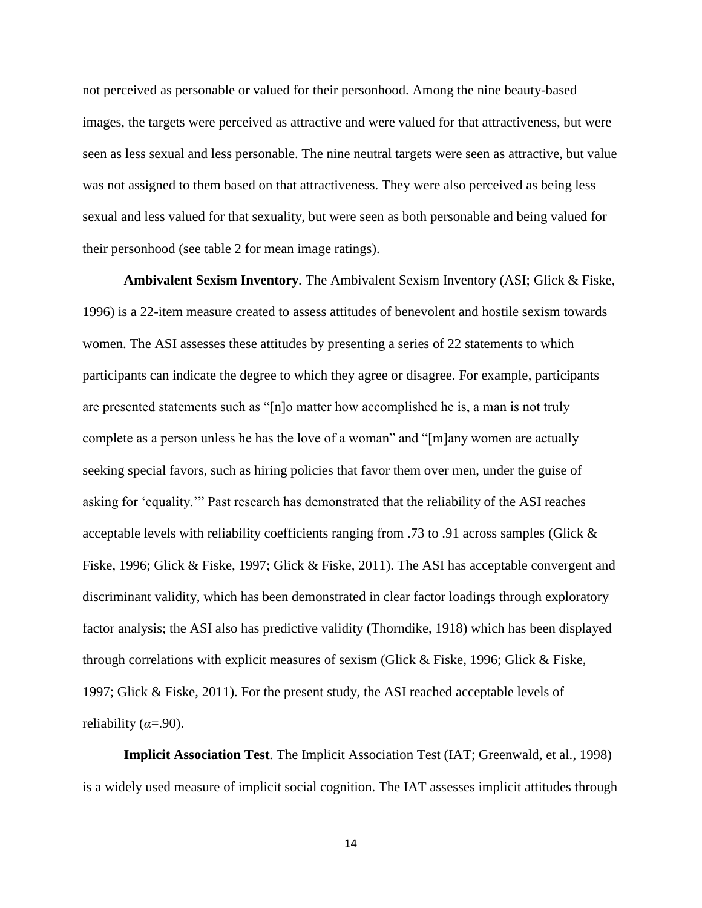not perceived as personable or valued for their personhood. Among the nine beauty-based images, the targets were perceived as attractive and were valued for that attractiveness, but were seen as less sexual and less personable. The nine neutral targets were seen as attractive, but value was not assigned to them based on that attractiveness. They were also perceived as being less sexual and less valued for that sexuality, but were seen as both personable and being valued for their personhood (see table 2 for mean image ratings).

**Ambivalent Sexism Inventory**. The Ambivalent Sexism Inventory (ASI; Glick & Fiske, 1996) is a 22-item measure created to assess attitudes of benevolent and hostile sexism towards women. The ASI assesses these attitudes by presenting a series of 22 statements to which participants can indicate the degree to which they agree or disagree. For example, participants are presented statements such as "[n]o matter how accomplished he is, a man is not truly complete as a person unless he has the love of a woman" and "[m]any women are actually seeking special favors, such as hiring policies that favor them over men, under the guise of asking for 'equality.'" Past research has demonstrated that the reliability of the ASI reaches acceptable levels with reliability coefficients ranging from .73 to .91 across samples (Glick & Fiske, 1996; Glick & Fiske, 1997; Glick & Fiske, 2011). The ASI has acceptable convergent and discriminant validity, which has been demonstrated in clear factor loadings through exploratory factor analysis; the ASI also has predictive validity (Thorndike, 1918) which has been displayed through correlations with explicit measures of sexism (Glick & Fiske, 1996; Glick & Fiske, 1997; Glick & Fiske, 2011). For the present study, the ASI reached acceptable levels of reliability ($\alpha$=.90).

**Implicit Association Test**. The Implicit Association Test (IAT; Greenwald, et al., 1998) is a widely used measure of implicit social cognition. The IAT assesses implicit attitudes through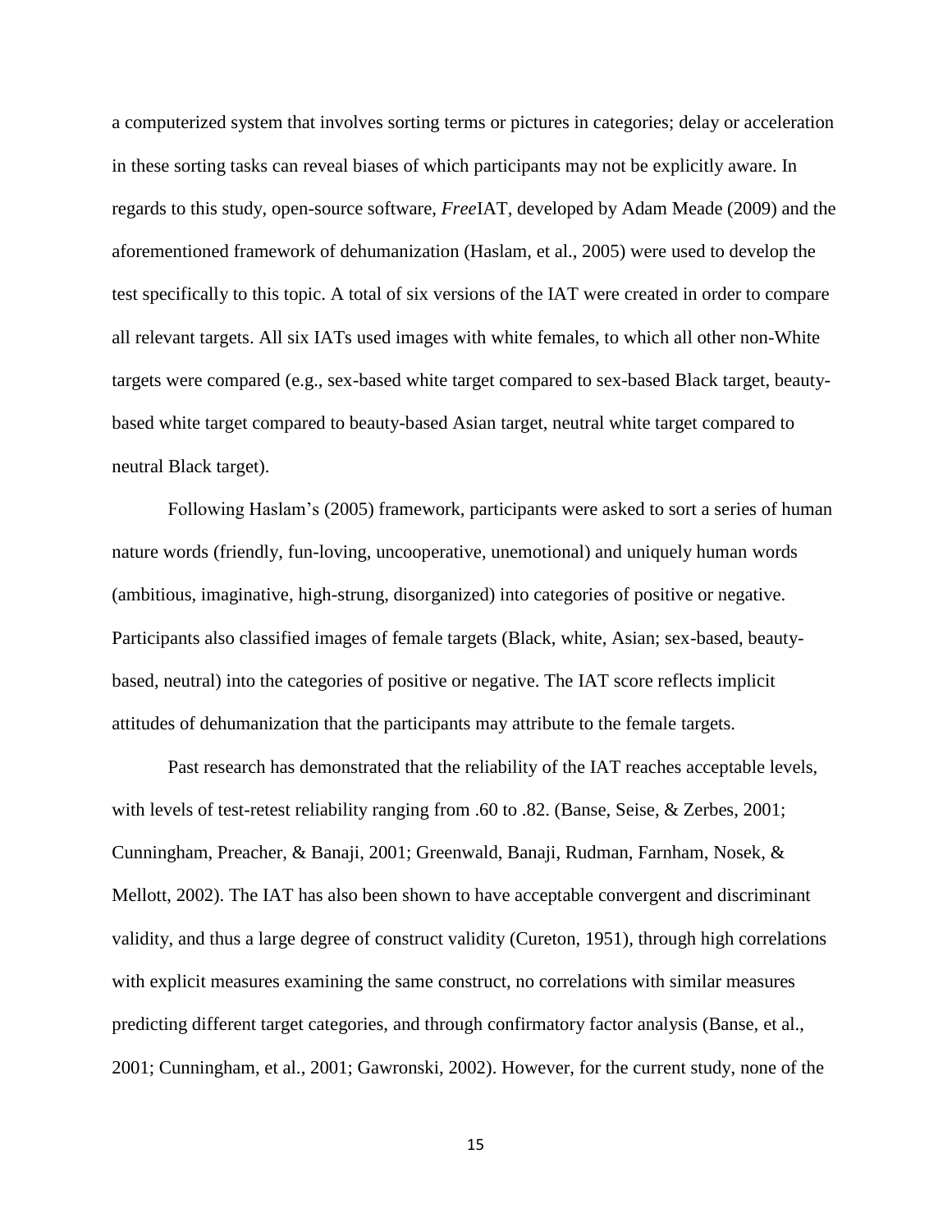a computerized system that involves sorting terms or pictures in categories; delay or acceleration in these sorting tasks can reveal biases of which participants may not be explicitly aware. In regards to this study, open-source software, *Free*IAT, developed by Adam Meade (2009) and the aforementioned framework of dehumanization (Haslam, et al., 2005) were used to develop the test specifically to this topic. A total of six versions of the IAT were created in order to compare all relevant targets. All six IATs used images with white females, to which all other non-White targets were compared (e.g., sex-based white target compared to sex-based Black target, beauty-based white target compared to beauty-based Asian target, neutral white target compared to neutral Black target).

Following Haslam's (2005) framework, participants were asked to sort a series of human nature words (friendly, fun-loving, uncooperative, unemotional) and uniquely human words (ambitious, imaginative, high-strung, disorganized) into categories of positive or negative. Participants also classified images of female targets (Black, white, Asian; sex-based, beauty-based, neutral) into the categories of positive or negative. The IAT score reflects implicit attitudes of dehumanization that the participants may attribute to the female targets.

Past research has demonstrated that the reliability of the IAT reaches acceptable levels, with levels of test-retest reliability ranging from .60 to .82. (Banse, Seise, & Zerbes, 2001; Cunningham, Preacher, & Banaji, 2001; Greenwald, Banaji, Rudman, Farnham, Nosek, & Mellott, 2002). The IAT has also been shown to have acceptable convergent and discriminant validity, and thus a large degree of construct validity (Cureton, 1951), through high correlations with explicit measures examining the same construct, no correlations with similar measures predicting different target categories, and through confirmatory factor analysis (Banse, et al., 2001; Cunningham, et al., 2001; Gawronski, 2002). However, for the current study, none of the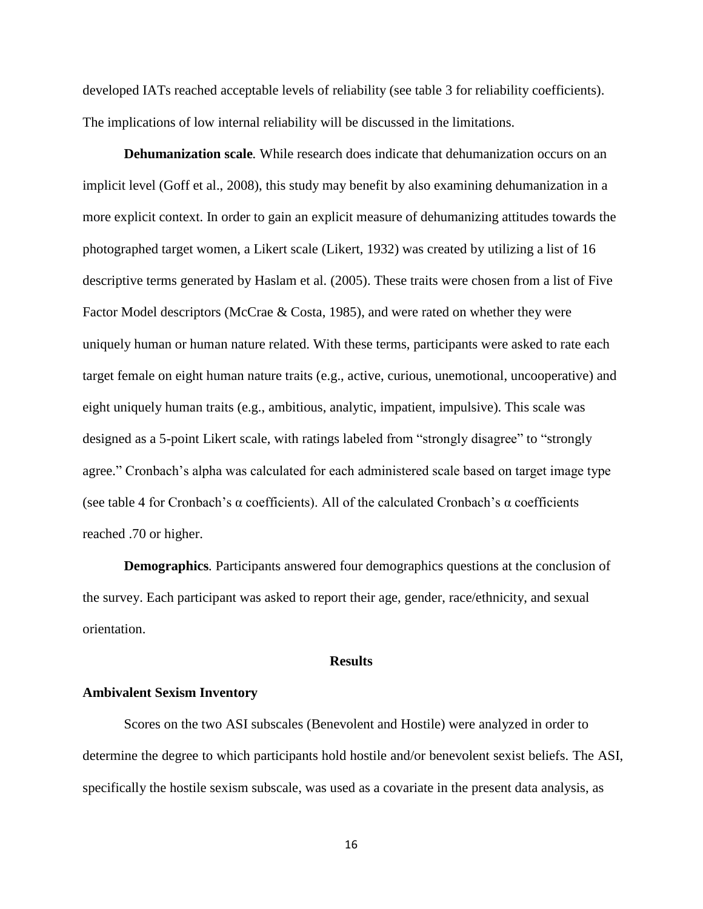developed IATs reached acceptable levels of reliability (see table 3 for reliability coefficients). The implications of low internal reliability will be discussed in the limitations.

**Dehumanization scale***.* While research does indicate that dehumanization occurs on an implicit level (Goff et al., 2008), this study may benefit by also examining dehumanization in a more explicit context. In order to gain an explicit measure of dehumanizing attitudes towards the photographed target women, a Likert scale (Likert, 1932) was created by utilizing a list of 16 descriptive terms generated by Haslam et al. (2005). These traits were chosen from a list of Five Factor Model descriptors (McCrae & Costa, 1985), and were rated on whether they were uniquely human or human nature related. With these terms, participants were asked to rate each target female on eight human nature traits (e.g., active, curious, unemotional, uncooperative) and eight uniquely human traits (e.g., ambitious, analytic, impatient, impulsive). This scale was designed as a 5-point Likert scale, with ratings labeled from "strongly disagree" to "strongly agree." Cronbach's alpha was calculated for each administered scale based on target image type (see table 4 for Cronbach's α coefficients). All of the calculated Cronbach's α coefficients reached .70 or higher.

**Demographics***.* Participants answered four demographics questions at the conclusion of the survey. Each participant was asked to report their age, gender, race/ethnicity, and sexual orientation.

## Results

### Ambivalent Sexism Inventory

Scores on the two ASI subscales (Benevolent and Hostile) were analyzed in order to determine the degree to which participants hold hostile and/or benevolent sexist beliefs. The ASI, specifically the hostile sexism subscale, was used as a covariate in the present data analysis, as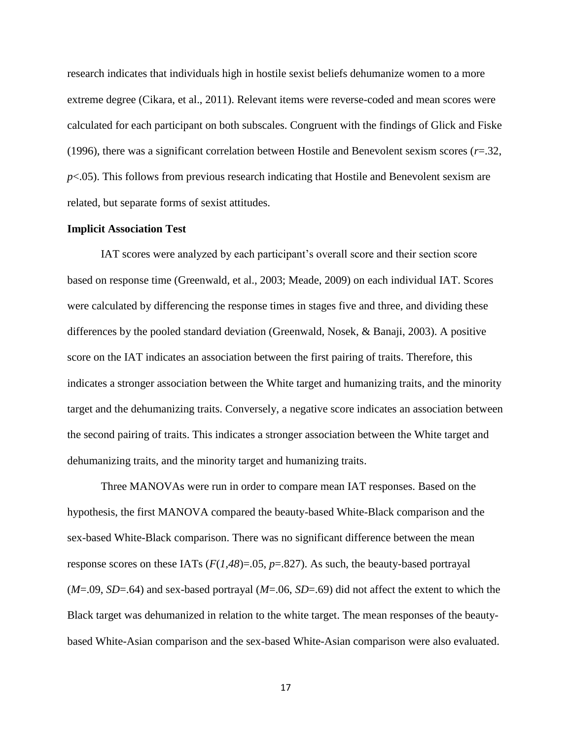research indicates that individuals high in hostile sexist beliefs dehumanize women to a more extreme degree (Cikara, et al., 2011). Relevant items were reverse-coded and mean scores were calculated for each participant on both subscales. Congruent with the findings of Glick and Fiske (1996), there was a significant correlation between Hostile and Benevolent sexism scores ($r$=.32, $p$<.05). This follows from previous research indicating that Hostile and Benevolent sexism are related, but separate forms of sexist attitudes.

**Implicit Association Test**

IAT scores were analyzed by each participant's overall score and their section score based on response time (Greenwald, et al., 2003; Meade, 2009) on each individual IAT. Scores were calculated by differencing the response times in stages five and three, and dividing these differences by the pooled standard deviation (Greenwald, Nosek, & Banaji, 2003). A positive score on the IAT indicates an association between the first pairing of traits. Therefore, this indicates a stronger association between the White target and humanizing traits, and the minority target and the dehumanizing traits. Conversely, a negative score indicates an association between the second pairing of traits. This indicates a stronger association between the White target and dehumanizing traits, and the minority target and humanizing traits.

Three MANOVAs were run in order to compare mean IAT responses. Based on the hypothesis, the first MANOVA compared the beauty-based White-Black comparison and the sex-based White-Black comparison. There was no significant difference between the mean response scores on these IATs ($F(1,48)$=.05, $p$=.827). As such, the beauty-based portrayal ($M$=.09, $SD$=.64) and sex-based portrayal ($M$=.06, $SD$=.69) did not affect the extent to which the Black target was dehumanized in relation to the white target. The mean responses of the beauty-based White-Asian comparison and the sex-based White-Asian comparison were also evaluated.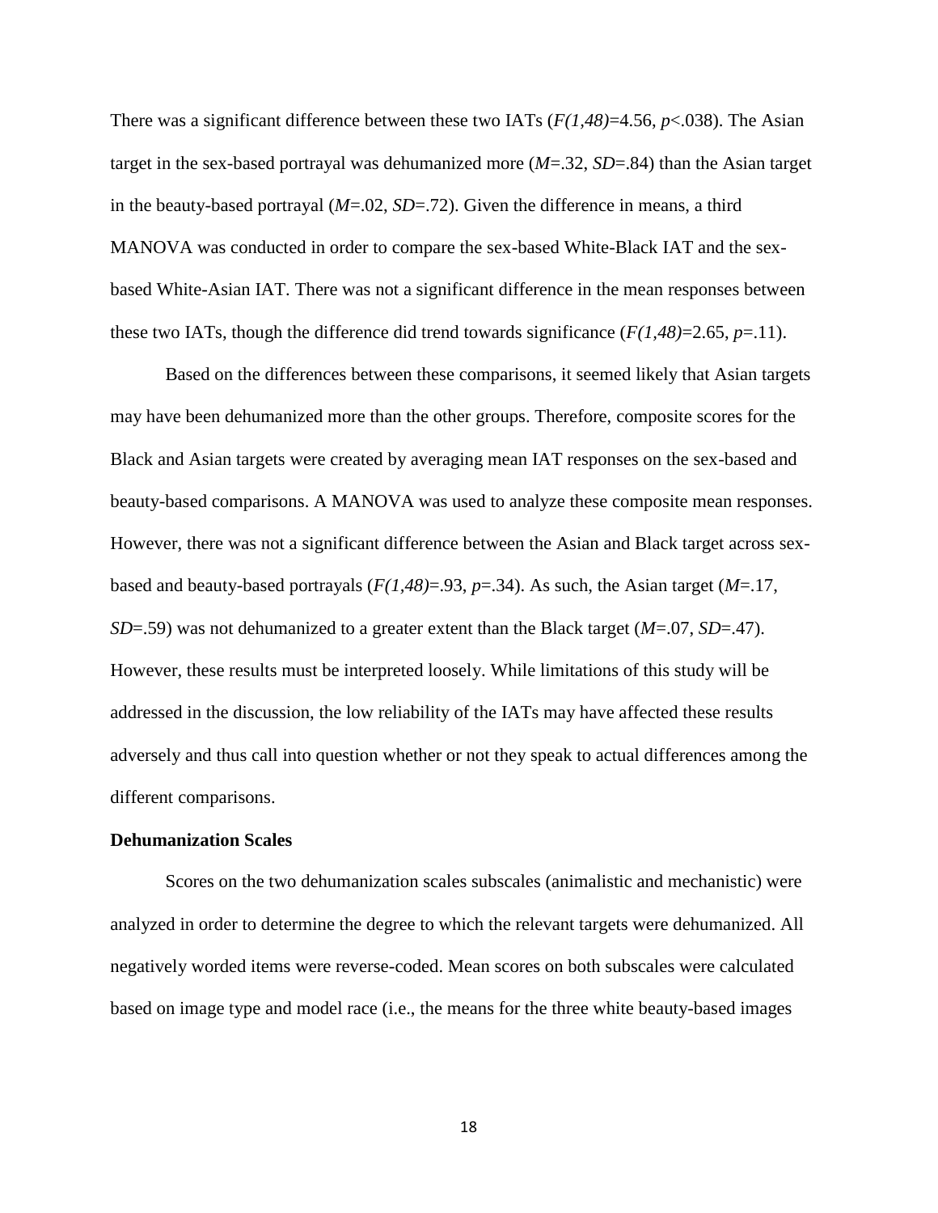There was a significant difference between these two IATs ($F(1,48)=4.56$, $p<.038$). The Asian target in the sex-based portrayal was dehumanized more ($M=.32$, $SD=.84$) than the Asian target in the beauty-based portrayal ($M=.02$, $SD=.72$). Given the difference in means, a third MANOVA was conducted in order to compare the sex-based White-Black IAT and the sex-based White-Asian IAT. There was not a significant difference in the mean responses between these two IATs, though the difference did trend towards significance ($F(1,48)=2.65$, $p=.11$).

Based on the differences between these comparisons, it seemed likely that Asian targets may have been dehumanized more than the other groups. Therefore, composite scores for the Black and Asian targets were created by averaging mean IAT responses on the sex-based and beauty-based comparisons. A MANOVA was used to analyze these composite mean responses. However, there was not a significant difference between the Asian and Black target across sex-based and beauty-based portrayals ($F(1,48)=.93$, $p=.34$). As such, the Asian target ($M=.17$, $SD=.59$) was not dehumanized to a greater extent than the Black target ($M=.07$, $SD=.47$). However, these results must be interpreted loosely. While limitations of this study will be addressed in the discussion, the low reliability of the IATs may have affected these results adversely and thus call into question whether or not they speak to actual differences among the different comparisons.

**Dehumanization Scales**

Scores on the two dehumanization scales subscales (animalistic and mechanistic) were analyzed in order to determine the degree to which the relevant targets were dehumanized. All negatively worded items were reverse-coded. Mean scores on both subscales were calculated based on image type and model race (i.e., the means for the three white beauty-based images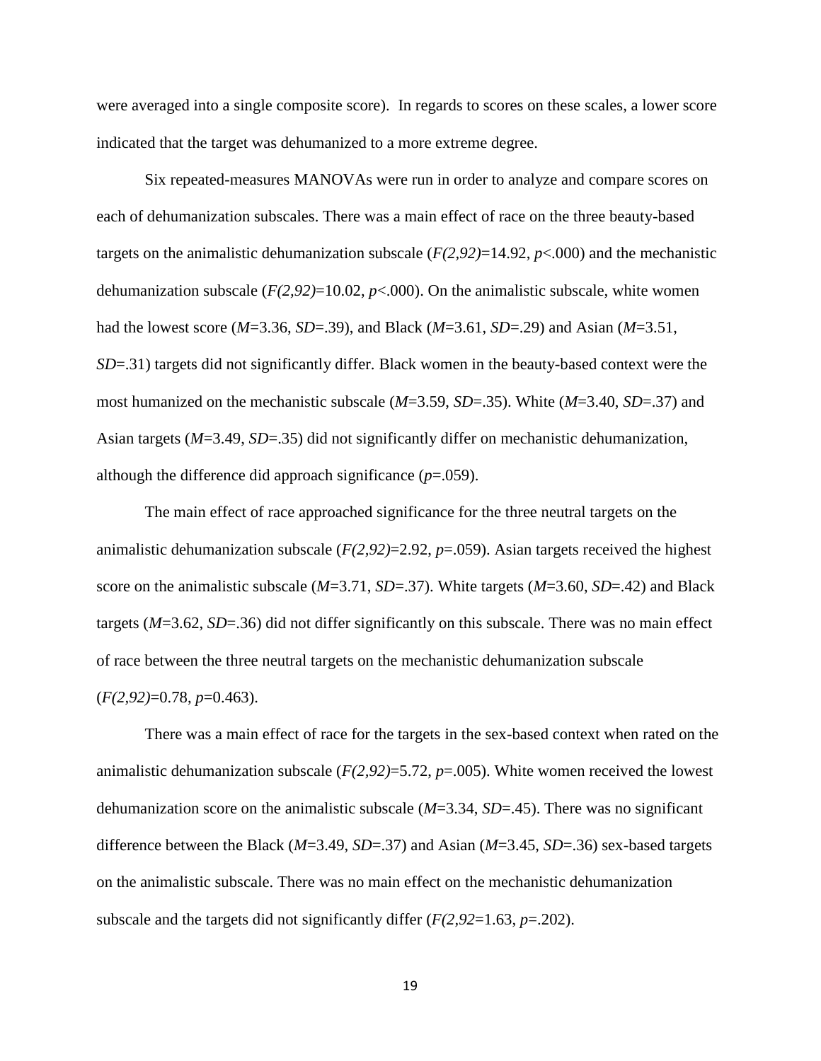were averaged into a single composite score). In regards to scores on these scales, a lower score indicated that the target was dehumanized to a more extreme degree.

Six repeated-measures MANOVAs were run in order to analyze and compare scores on each of dehumanization subscales. There was a main effect of race on the three beauty-based targets on the animalistic dehumanization subscale ($F(2,92)=14.92$, $p<.000$) and the mechanistic dehumanization subscale ($F(2,92)=10.02$, $p<.000$). On the animalistic subscale, white women had the lowest score ($M=3.36$, $SD=.39$), and Black ($M=3.61$, $SD=.29$) and Asian ($M=3.51$, $SD=.31$) targets did not significantly differ. Black women in the beauty-based context were the most humanized on the mechanistic subscale ($M=3.59$, $SD=.35$). White ($M=3.40$, $SD=.37$) and Asian targets ($M=3.49$, $SD=.35$) did not significantly differ on mechanistic dehumanization, although the difference did approach significance ($p=.059$).

The main effect of race approached significance for the three neutral targets on the animalistic dehumanization subscale ($F(2,92)=2.92$, $p=.059$). Asian targets received the highest score on the animalistic subscale ($M=3.71$, $SD=.37$). White targets ($M=3.60$, $SD=.42$) and Black targets ($M=3.62$, $SD=.36$) did not differ significantly on this subscale. There was no main effect of race between the three neutral targets on the mechanistic dehumanization subscale ($F(2,92)=0.78$, $p=0.463$).

There was a main effect of race for the targets in the sex-based context when rated on the animalistic dehumanization subscale ($F(2,92)=5.72$, $p=.005$). White women received the lowest dehumanization score on the animalistic subscale ($M=3.34$, $SD=.45$). There was no significant difference between the Black ($M=3.49$, $SD=.37$) and Asian ($M=3.45$, $SD=.36$) sex-based targets on the animalistic subscale. There was no main effect on the mechanistic dehumanization subscale and the targets did not significantly differ ($F(2,92=1.63$, $p=.202$).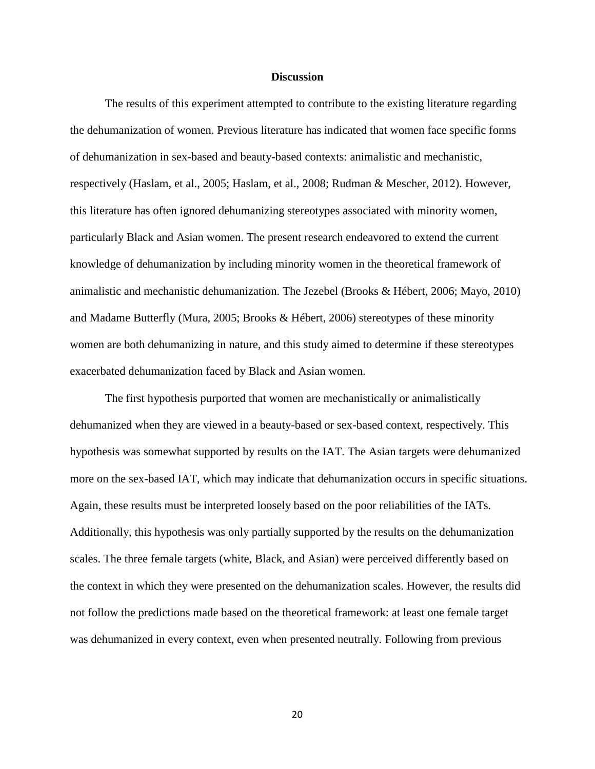## Discussion

The results of this experiment attempted to contribute to the existing literature regarding the dehumanization of women. Previous literature has indicated that women face specific forms of dehumanization in sex-based and beauty-based contexts: animalistic and mechanistic, respectively (Haslam, et al., 2005; Haslam, et al., 2008; Rudman & Mescher, 2012). However, this literature has often ignored dehumanizing stereotypes associated with minority women, particularly Black and Asian women. The present research endeavored to extend the current knowledge of dehumanization by including minority women in the theoretical framework of animalistic and mechanistic dehumanization. The Jezebel (Brooks & Hébert, 2006; Mayo, 2010) and Madame Butterfly (Mura, 2005; Brooks & Hébert, 2006) stereotypes of these minority women are both dehumanizing in nature, and this study aimed to determine if these stereotypes exacerbated dehumanization faced by Black and Asian women.

The first hypothesis purported that women are mechanistically or animalistically dehumanized when they are viewed in a beauty-based or sex-based context, respectively. This hypothesis was somewhat supported by results on the IAT. The Asian targets were dehumanized more on the sex-based IAT, which may indicate that dehumanization occurs in specific situations. Again, these results must be interpreted loosely based on the poor reliabilities of the IATs. Additionally, this hypothesis was only partially supported by the results on the dehumanization scales. The three female targets (white, Black, and Asian) were perceived differently based on the context in which they were presented on the dehumanization scales. However, the results did not follow the predictions made based on the theoretical framework: at least one female target was dehumanized in every context, even when presented neutrally. Following from previous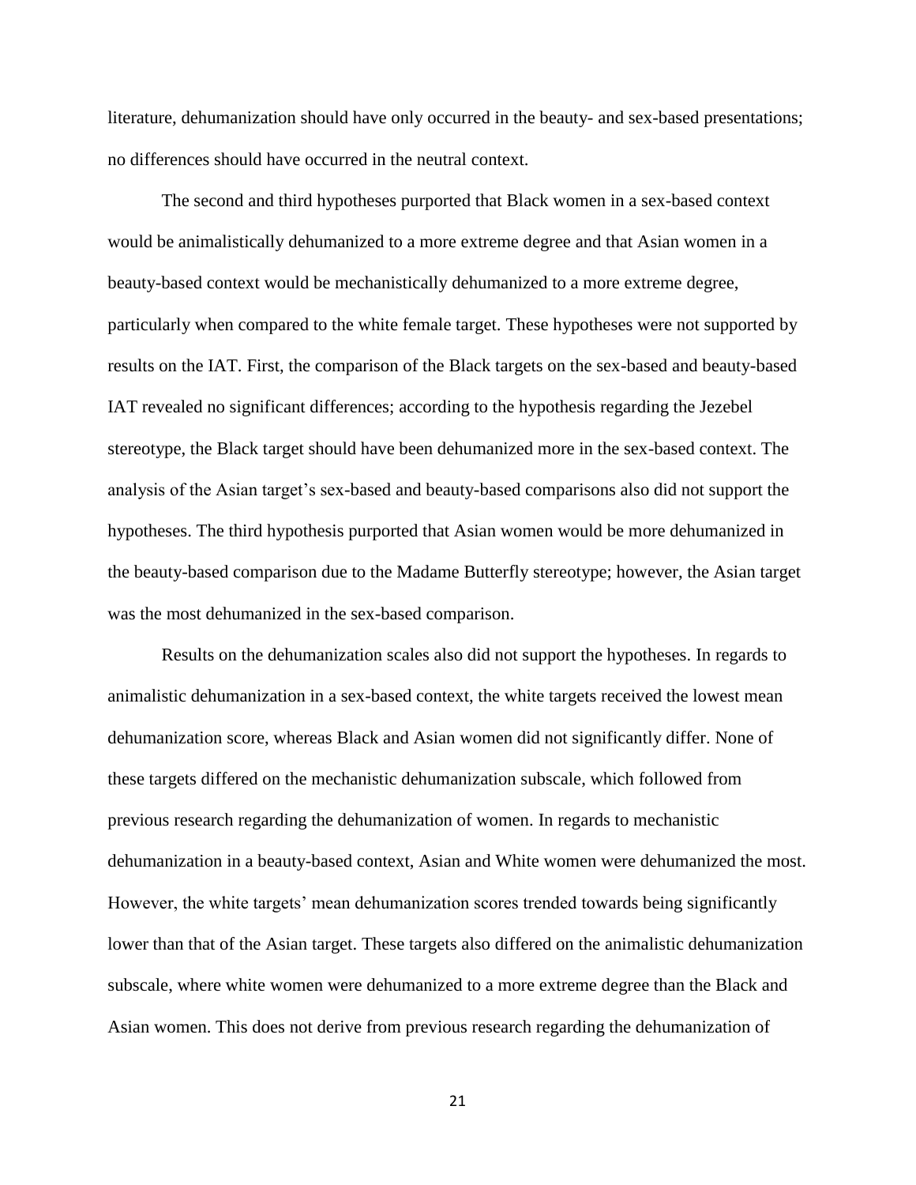literature, dehumanization should have only occurred in the beauty- and sex-based presentations; no differences should have occurred in the neutral context.

The second and third hypotheses purported that Black women in a sex-based context would be animalistically dehumanized to a more extreme degree and that Asian women in a beauty-based context would be mechanistically dehumanized to a more extreme degree, particularly when compared to the white female target. These hypotheses were not supported by results on the IAT. First, the comparison of the Black targets on the sex-based and beauty-based IAT revealed no significant differences; according to the hypothesis regarding the Jezebel stereotype, the Black target should have been dehumanized more in the sex-based context. The analysis of the Asian target's sex-based and beauty-based comparisons also did not support the hypotheses. The third hypothesis purported that Asian women would be more dehumanized in the beauty-based comparison due to the Madame Butterfly stereotype; however, the Asian target was the most dehumanized in the sex-based comparison.

Results on the dehumanization scales also did not support the hypotheses. In regards to animalistic dehumanization in a sex-based context, the white targets received the lowest mean dehumanization score, whereas Black and Asian women did not significantly differ. None of these targets differed on the mechanistic dehumanization subscale, which followed from previous research regarding the dehumanization of women. In regards to mechanistic dehumanization in a beauty-based context, Asian and White women were dehumanized the most. However, the white targets' mean dehumanization scores trended towards being significantly lower than that of the Asian target. These targets also differed on the animalistic dehumanization subscale, where white women were dehumanized to a more extreme degree than the Black and Asian women. This does not derive from previous research regarding the dehumanization of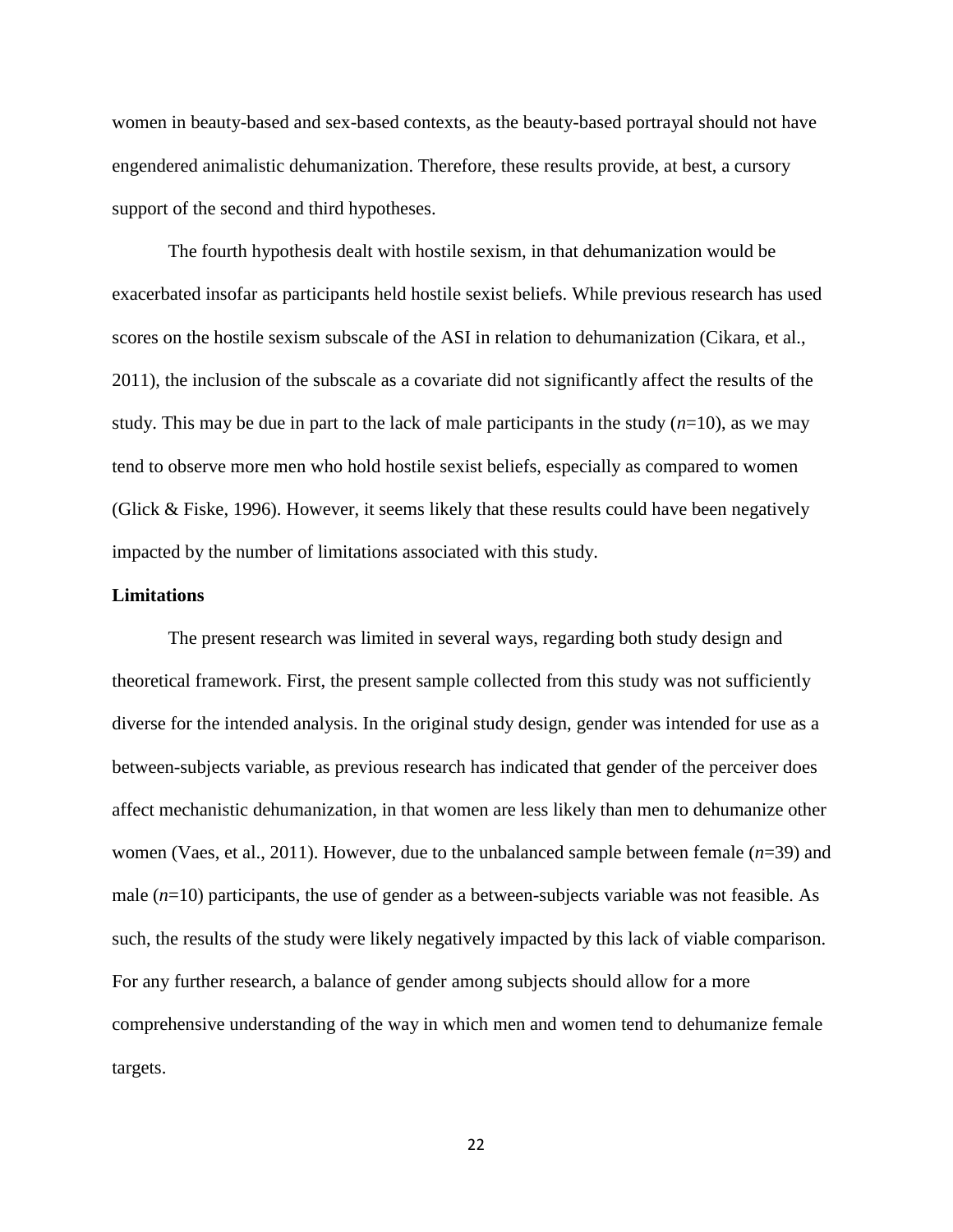women in beauty-based and sex-based contexts, as the beauty-based portrayal should not have engendered animalistic dehumanization. Therefore, these results provide, at best, a cursory support of the second and third hypotheses.

The fourth hypothesis dealt with hostile sexism, in that dehumanization would be exacerbated insofar as participants held hostile sexist beliefs. While previous research has used scores on the hostile sexism subscale of the ASI in relation to dehumanization (Cikara, et al., 2011), the inclusion of the subscale as a covariate did not significantly affect the results of the study. This may be due in part to the lack of male participants in the study ($n$=10), as we may tend to observe more men who hold hostile sexist beliefs, especially as compared to women (Glick & Fiske, 1996). However, it seems likely that these results could have been negatively impacted by the number of limitations associated with this study.

**Limitations**

The present research was limited in several ways, regarding both study design and theoretical framework. First, the present sample collected from this study was not sufficiently diverse for the intended analysis. In the original study design, gender was intended for use as a between-subjects variable, as previous research has indicated that gender of the perceiver does affect mechanistic dehumanization, in that women are less likely than men to dehumanize other women (Vaes, et al., 2011). However, due to the unbalanced sample between female ($n$=39) and male ($n$=10) participants, the use of gender as a between-subjects variable was not feasible. As such, the results of the study were likely negatively impacted by this lack of viable comparison. For any further research, a balance of gender among subjects should allow for a more comprehensive understanding of the way in which men and women tend to dehumanize female targets.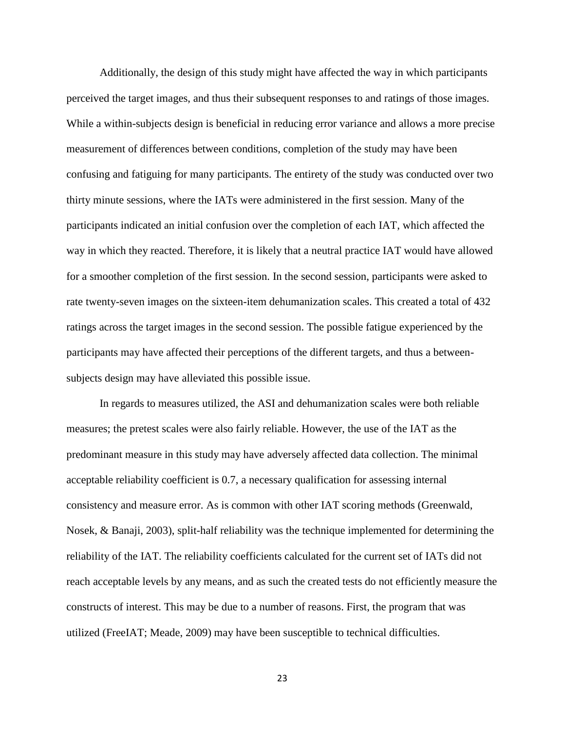Additionally, the design of this study might have affected the way in which participants perceived the target images, and thus their subsequent responses to and ratings of those images. While a within-subjects design is beneficial in reducing error variance and allows a more precise measurement of differences between conditions, completion of the study may have been confusing and fatiguing for many participants. The entirety of the study was conducted over two thirty minute sessions, where the IATs were administered in the first session. Many of the participants indicated an initial confusion over the completion of each IAT, which affected the way in which they reacted. Therefore, it is likely that a neutral practice IAT would have allowed for a smoother completion of the first session. In the second session, participants were asked to rate twenty-seven images on the sixteen-item dehumanization scales. This created a total of 432 ratings across the target images in the second session. The possible fatigue experienced by the participants may have affected their perceptions of the different targets, and thus a between-subjects design may have alleviated this possible issue.

In regards to measures utilized, the ASI and dehumanization scales were both reliable measures; the pretest scales were also fairly reliable. However, the use of the IAT as the predominant measure in this study may have adversely affected data collection. The minimal acceptable reliability coefficient is 0.7, a necessary qualification for assessing internal consistency and measure error. As is common with other IAT scoring methods (Greenwald, Nosek, & Banaji, 2003), split-half reliability was the technique implemented for determining the reliability of the IAT. The reliability coefficients calculated for the current set of IATs did not reach acceptable levels by any means, and as such the created tests do not efficiently measure the constructs of interest. This may be due to a number of reasons. First, the program that was utilized (FreeIAT; Meade, 2009) may have been susceptible to technical difficulties.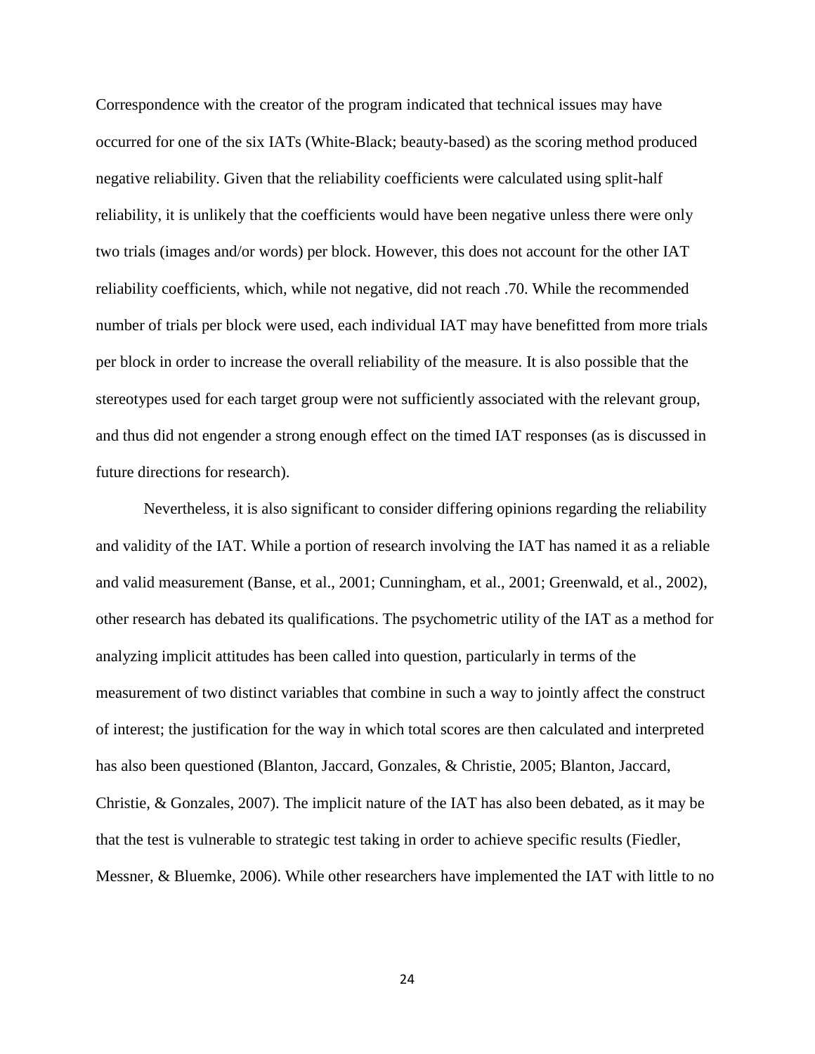Correspondence with the creator of the program indicated that technical issues may have occurred for one of the six IATs (White-Black; beauty-based) as the scoring method produced negative reliability. Given that the reliability coefficients were calculated using split-half reliability, it is unlikely that the coefficients would have been negative unless there were only two trials (images and/or words) per block. However, this does not account for the other IAT reliability coefficients, which, while not negative, did not reach .70. While the recommended number of trials per block were used, each individual IAT may have benefitted from more trials per block in order to increase the overall reliability of the measure. It is also possible that the stereotypes used for each target group were not sufficiently associated with the relevant group, and thus did not engender a strong enough effect on the timed IAT responses (as is discussed in future directions for research).

Nevertheless, it is also significant to consider differing opinions regarding the reliability and validity of the IAT. While a portion of research involving the IAT has named it as a reliable and valid measurement (Banse, et al., 2001; Cunningham, et al., 2001; Greenwald, et al., 2002), other research has debated its qualifications. The psychometric utility of the IAT as a method for analyzing implicit attitudes has been called into question, particularly in terms of the measurement of two distinct variables that combine in such a way to jointly affect the construct of interest; the justification for the way in which total scores are then calculated and interpreted has also been questioned (Blanton, Jaccard, Gonzales, & Christie, 2005; Blanton, Jaccard, Christie, & Gonzales, 2007). The implicit nature of the IAT has also been debated, as it may be that the test is vulnerable to strategic test taking in order to achieve specific results (Fiedler, Messner, & Bluemke, 2006). While other researchers have implemented the IAT with little to no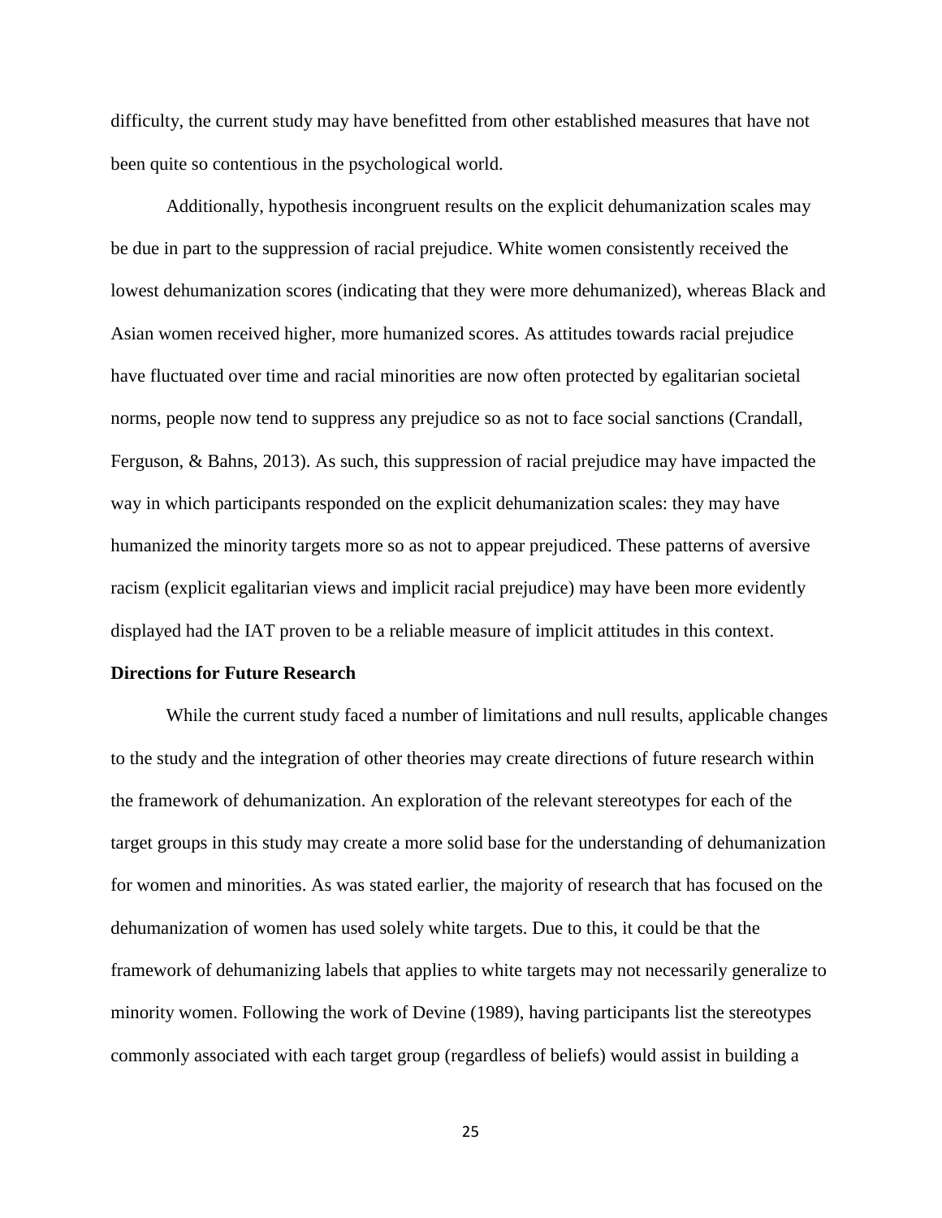difficulty, the current study may have benefitted from other established measures that have not been quite so contentious in the psychological world.

Additionally, hypothesis incongruent results on the explicit dehumanization scales may be due in part to the suppression of racial prejudice. White women consistently received the lowest dehumanization scores (indicating that they were more dehumanized), whereas Black and Asian women received higher, more humanized scores. As attitudes towards racial prejudice have fluctuated over time and racial minorities are now often protected by egalitarian societal norms, people now tend to suppress any prejudice so as not to face social sanctions (Crandall, Ferguson, & Bahns, 2013). As such, this suppression of racial prejudice may have impacted the way in which participants responded on the explicit dehumanization scales: they may have humanized the minority targets more so as not to appear prejudiced. These patterns of aversive racism (explicit egalitarian views and implicit racial prejudice) may have been more evidently displayed had the IAT proven to be a reliable measure of implicit attitudes in this context.

**Directions for Future Research**

While the current study faced a number of limitations and null results, applicable changes to the study and the integration of other theories may create directions of future research within the framework of dehumanization. An exploration of the relevant stereotypes for each of the target groups in this study may create a more solid base for the understanding of dehumanization for women and minorities. As was stated earlier, the majority of research that has focused on the dehumanization of women has used solely white targets. Due to this, it could be that the framework of dehumanizing labels that applies to white targets may not necessarily generalize to minority women. Following the work of Devine (1989), having participants list the stereotypes commonly associated with each target group (regardless of beliefs) would assist in building a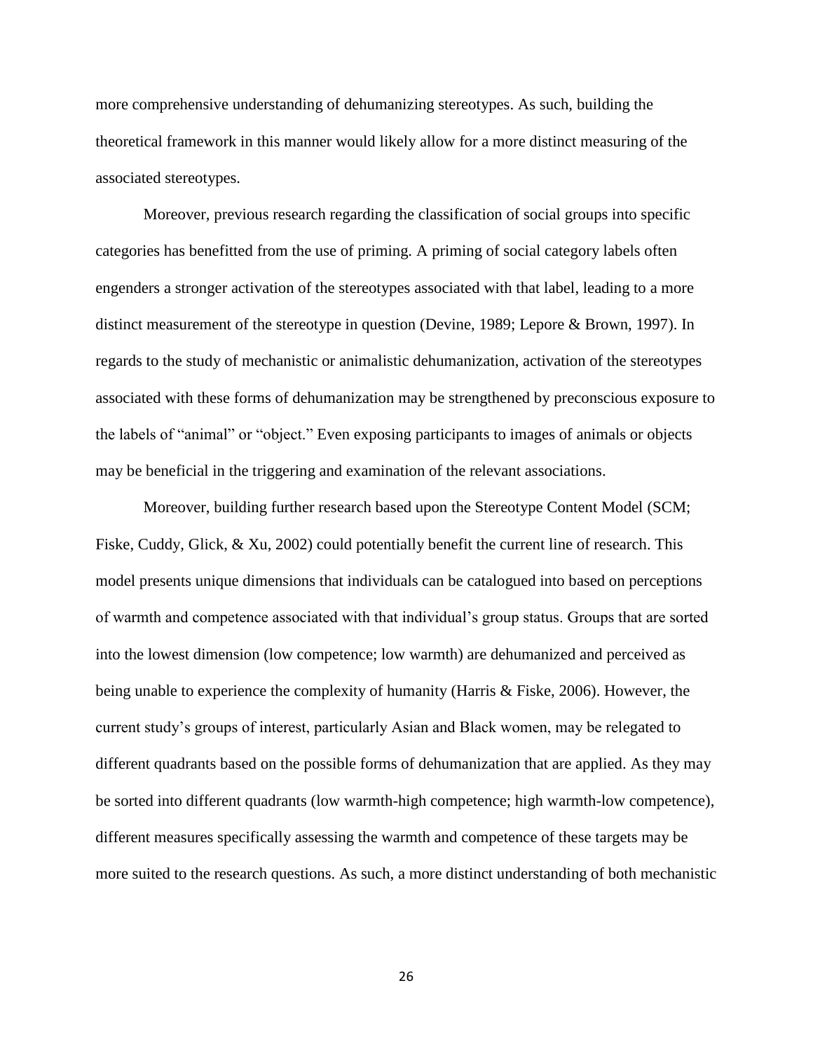more comprehensive understanding of dehumanizing stereotypes. As such, building the theoretical framework in this manner would likely allow for a more distinct measuring of the associated stereotypes.

Moreover, previous research regarding the classification of social groups into specific categories has benefitted from the use of priming. A priming of social category labels often engenders a stronger activation of the stereotypes associated with that label, leading to a more distinct measurement of the stereotype in question (Devine, 1989; Lepore & Brown, 1997). In regards to the study of mechanistic or animalistic dehumanization, activation of the stereotypes associated with these forms of dehumanization may be strengthened by preconscious exposure to the labels of "animal" or "object." Even exposing participants to images of animals or objects may be beneficial in the triggering and examination of the relevant associations.

Moreover, building further research based upon the Stereotype Content Model (SCM; Fiske, Cuddy, Glick, & Xu, 2002) could potentially benefit the current line of research. This model presents unique dimensions that individuals can be catalogued into based on perceptions of warmth and competence associated with that individual's group status. Groups that are sorted into the lowest dimension (low competence; low warmth) are dehumanized and perceived as being unable to experience the complexity of humanity (Harris & Fiske, 2006). However, the current study's groups of interest, particularly Asian and Black women, may be relegated to different quadrants based on the possible forms of dehumanization that are applied. As they may be sorted into different quadrants (low warmth-high competence; high warmth-low competence), different measures specifically assessing the warmth and competence of these targets may be more suited to the research questions. As such, a more distinct understanding of both mechanistic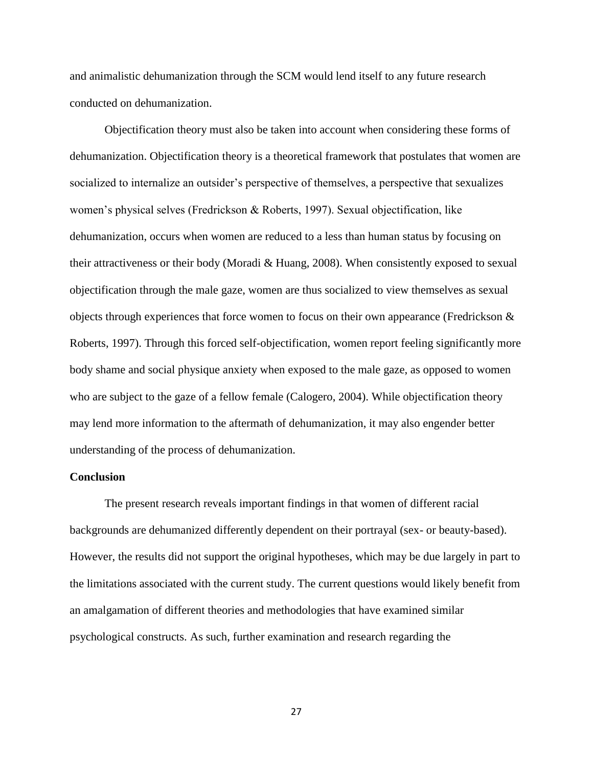and animalistic dehumanization through the SCM would lend itself to any future research conducted on dehumanization.

Objectification theory must also be taken into account when considering these forms of dehumanization. Objectification theory is a theoretical framework that postulates that women are socialized to internalize an outsider's perspective of themselves, a perspective that sexualizes women's physical selves (Fredrickson & Roberts, 1997). Sexual objectification, like dehumanization, occurs when women are reduced to a less than human status by focusing on their attractiveness or their body (Moradi & Huang, 2008). When consistently exposed to sexual objectification through the male gaze, women are thus socialized to view themselves as sexual objects through experiences that force women to focus on their own appearance (Fredrickson & Roberts, 1997). Through this forced self-objectification, women report feeling significantly more body shame and social physique anxiety when exposed to the male gaze, as opposed to women who are subject to the gaze of a fellow female (Calogero, 2004). While objectification theory may lend more information to the aftermath of dehumanization, it may also engender better understanding of the process of dehumanization.

**Conclusion**

The present research reveals important findings in that women of different racial backgrounds are dehumanized differently dependent on their portrayal (sex- or beauty-based). However, the results did not support the original hypotheses, which may be due largely in part to the limitations associated with the current study. The current questions would likely benefit from an amalgamation of different theories and methodologies that have examined similar psychological constructs. As such, further examination and research regarding the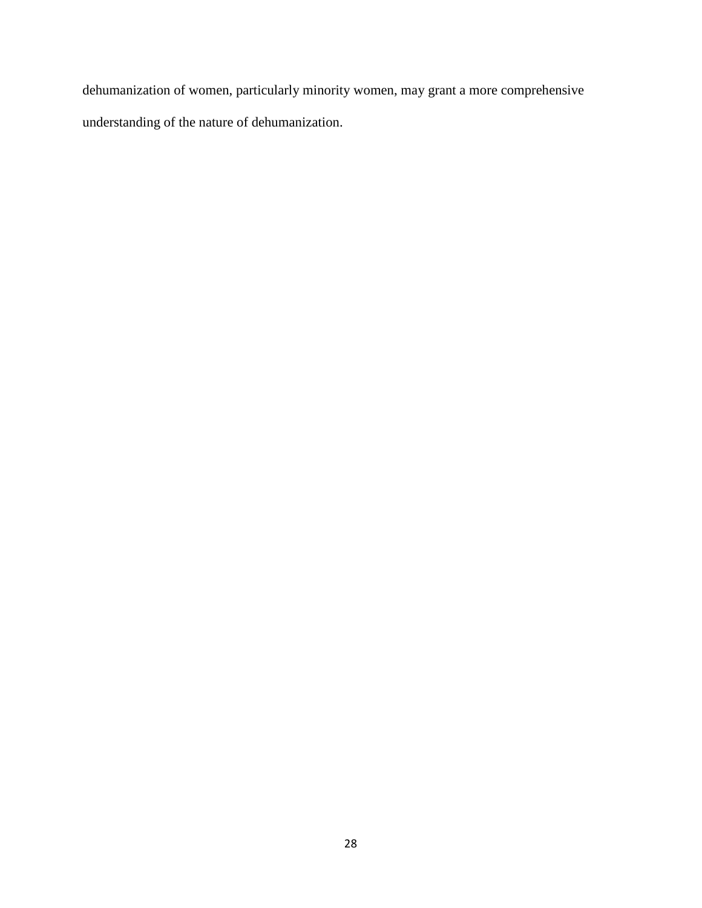dehumanization of women, particularly minority women, may grant a more comprehensive understanding of the nature of dehumanization.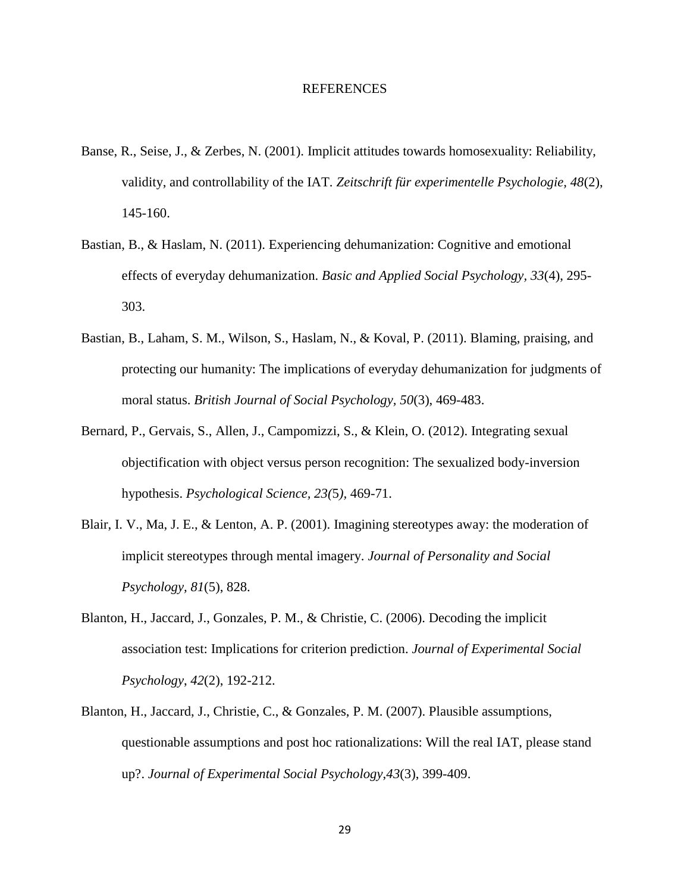# REFERENCES

Banse, R., Seise, J., & Zerbes, N. (2001). Implicit attitudes towards homosexuality: Reliability, validity, and controllability of the IAT. *Zeitschrift für experimentelle Psychologie, 48*(2), 145-160.

Bastian, B., & Haslam, N. (2011). Experiencing dehumanization: Cognitive and emotional effects of everyday dehumanization. *Basic and Applied Social Psychology, 33*(4), 295-303.

Bastian, B., Laham, S. M., Wilson, S., Haslam, N., & Koval, P. (2011). Blaming, praising, and protecting our humanity: The implications of everyday dehumanization for judgments of moral status. *British Journal of Social Psychology, 50*(3), 469-483.

Bernard, P., Gervais, S., Allen, J., Campomizzi, S., & Klein, O. (2012). Integrating sexual objectification with object versus person recognition: The sexualized body-inversion hypothesis. *Psychological Science, 23(*5*)*, 469-71.

Blair, I. V., Ma, J. E., & Lenton, A. P. (2001). Imagining stereotypes away: the moderation of implicit stereotypes through mental imagery. *Journal of Personality and Social Psychology, 81*(5), 828.

Blanton, H., Jaccard, J., Gonzales, P. M., & Christie, C. (2006). Decoding the implicit association test: Implications for criterion prediction. *Journal of Experimental Social Psychology, 42*(2), 192-212.

Blanton, H., Jaccard, J., Christie, C., & Gonzales, P. M. (2007). Plausible assumptions, questionable assumptions and post hoc rationalizations: Will the real IAT, please stand up?. *Journal of Experimental Social Psychology*,*43*(3), 399-409.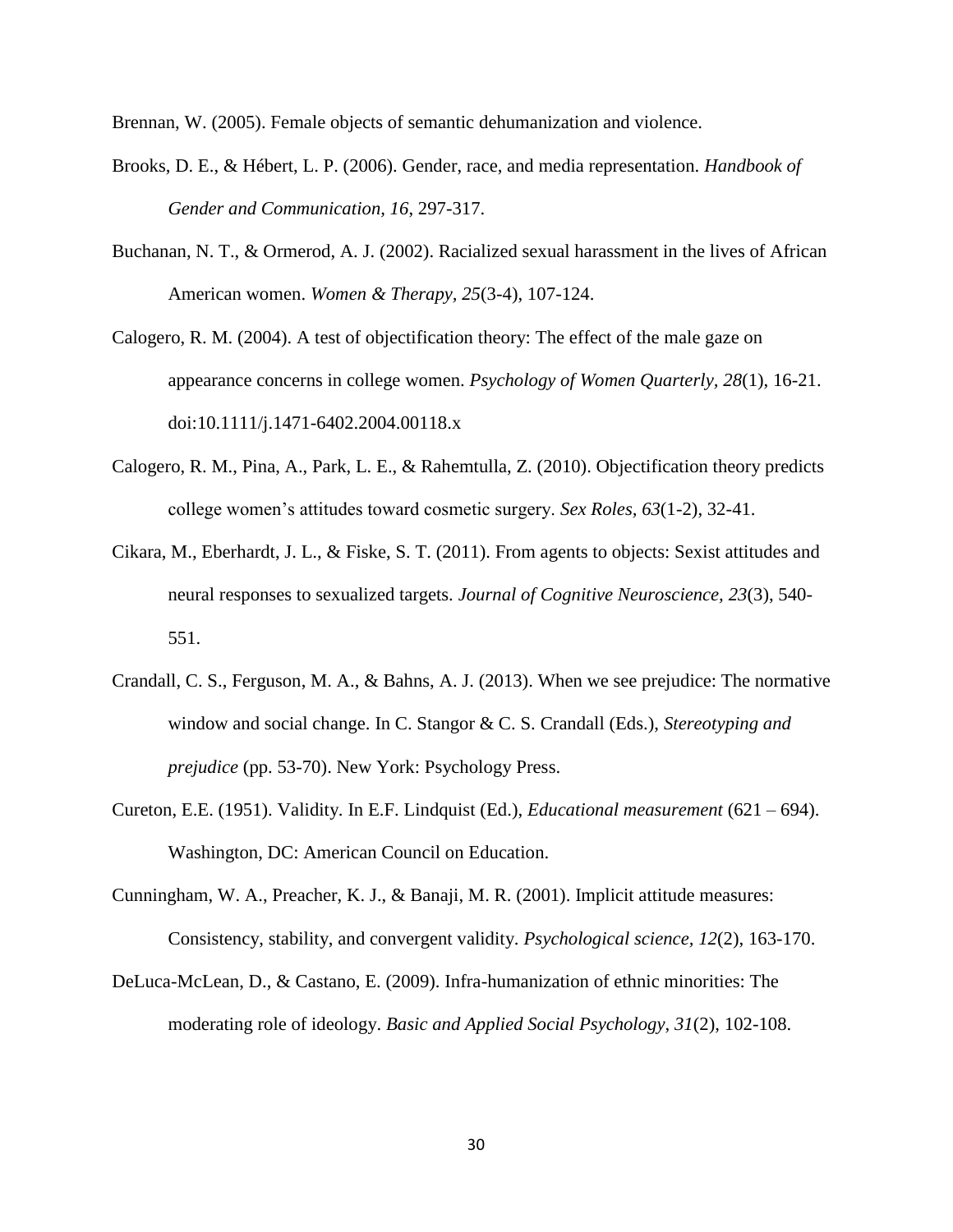Brennan, W. (2005). Female objects of semantic dehumanization and violence.

Brooks, D. E., & Hébert, L. P. (2006). Gender, race, and media representation. *Handbook of Gender and Communication*, *16*, 297-317.

Buchanan, N. T., & Ormerod, A. J. (2002). Racialized sexual harassment in the lives of African American women. *Women & Therapy, 25*(3-4), 107-124.

Calogero, R. M. (2004). A test of objectification theory: The effect of the male gaze on appearance concerns in college women. *Psychology of Women Quarterly*, *28*(1), 16-21. doi:10.1111/j.1471-6402.2004.00118.x

Calogero, R. M., Pina, A., Park, L. E., & Rahemtulla, Z. (2010). Objectification theory predicts college women's attitudes toward cosmetic surgery. *Sex Roles*, *63*(1-2), 32-41.

Cikara, M., Eberhardt, J. L., & Fiske, S. T. (2011). From agents to objects: Sexist attitudes and neural responses to sexualized targets. *Journal of Cognitive Neuroscience, 23*(3), 540-551.

Crandall, C. S., Ferguson, M. A., & Bahns, A. J. (2013). When we see prejudice: The normative window and social change. In C. Stangor & C. S. Crandall (Eds.), *Stereotyping and prejudice* (pp. 53-70). New York: Psychology Press.

Cureton, E.E. (1951). Validity. In E.F. Lindquist (Ed.), *Educational measurement* (621 – 694). Washington, DC: American Council on Education.

Cunningham, W. A., Preacher, K. J., & Banaji, M. R. (2001). Implicit attitude measures: Consistency, stability, and convergent validity. *Psychological science*, *12*(2), 163-170.

DeLuca-McLean, D., & Castano, E. (2009). Infra-humanization of ethnic minorities: The moderating role of ideology. *Basic and Applied Social Psychology*, *31*(2), 102-108.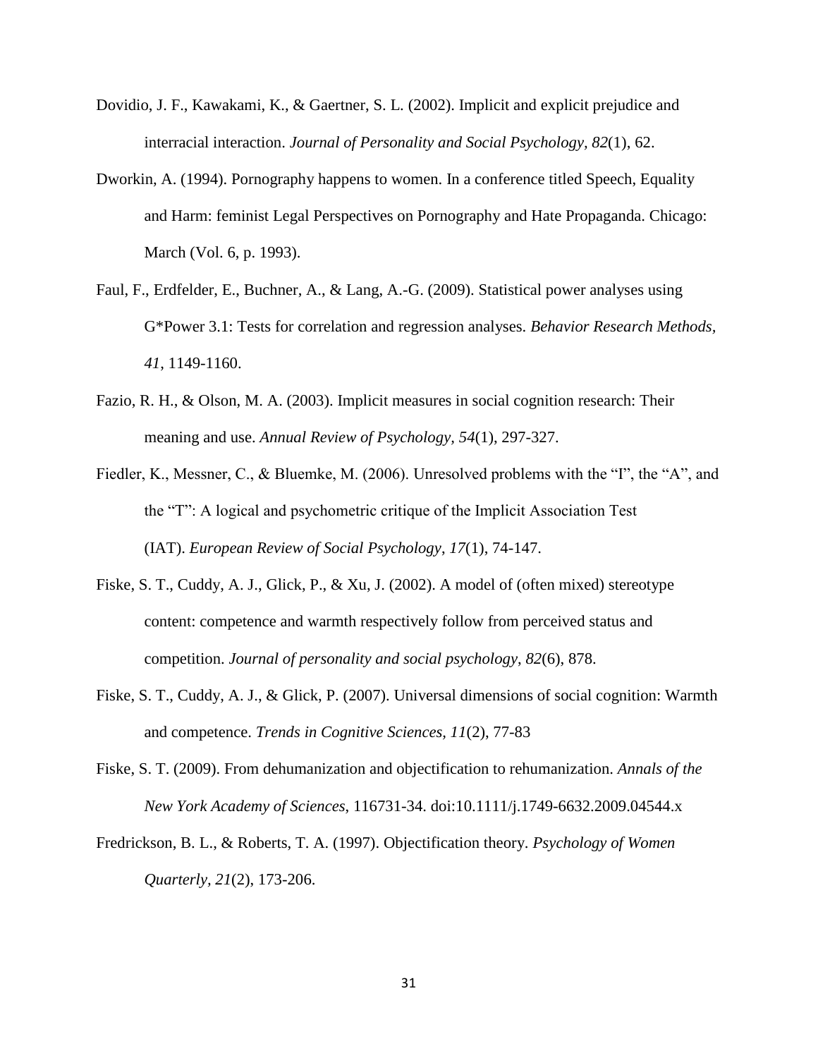Dovidio, J. F., Kawakami, K., & Gaertner, S. L. (2002). Implicit and explicit prejudice and interracial interaction. *Journal of Personality and Social Psychology, 82*(1), 62.

Dworkin, A. (1994). Pornography happens to women. In a conference titled Speech, Equality and Harm: feminist Legal Perspectives on Pornography and Hate Propaganda. Chicago: March (Vol. 6, p. 1993).

Faul, F., Erdfelder, E., Buchner, A., & Lang, A.-G. (2009). Statistical power analyses using G*Power 3.1: Tests for correlation and regression analyses. *Behavior Research Methods, 41*, 1149-1160.

Fazio, R. H., & Olson, M. A. (2003). Implicit measures in social cognition research: Their meaning and use. *Annual Review of Psychology, 54*(1), 297-327.

Fiedler, K., Messner, C., & Bluemke, M. (2006). Unresolved problems with the "I", the "A", and the "T": A logical and psychometric critique of the Implicit Association Test (IAT). *European Review of Social Psychology, 17*(1), 74-147.

Fiske, S. T., Cuddy, A. J., Glick, P., & Xu, J. (2002). A model of (often mixed) stereotype content: competence and warmth respectively follow from perceived status and competition. *Journal of personality and social psychology, 82*(6), 878.

Fiske, S. T., Cuddy, A. J., & Glick, P. (2007). Universal dimensions of social cognition: Warmth and competence. *Trends in Cognitive Sciences, 11*(2), 77-83

Fiske, S. T. (2009). From dehumanization and objectification to rehumanization. *Annals of the New York Academy of Sciences*, 116731-34. doi:10.1111/j.1749-6632.2009.04544.x

Fredrickson, B. L., & Roberts, T. A. (1997). Objectification theory. *Psychology of Women Quarterly, 21*(2), 173-206.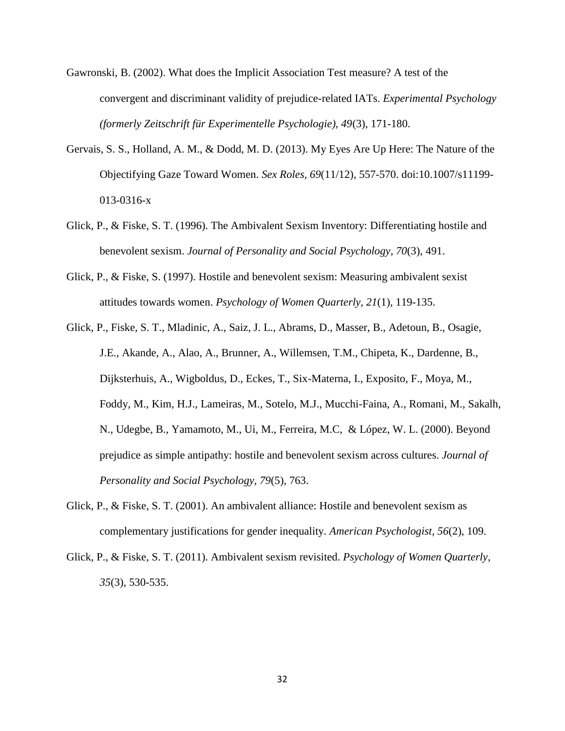Gawronski, B. (2002). What does the Implicit Association Test measure? A test of the convergent and discriminant validity of prejudice-related IATs. *Experimental Psychology (formerly Zeitschrift für Experimentelle Psychologie), 49*(3), 171-180.

Gervais, S. S., Holland, A. M., & Dodd, M. D. (2013). My Eyes Are Up Here: The Nature of the Objectifying Gaze Toward Women. *Sex Roles, 69*(11/12), 557-570. doi:10.1007/s11199-013-0316-x

Glick, P., & Fiske, S. T. (1996). The Ambivalent Sexism Inventory: Differentiating hostile and benevolent sexism. *Journal of Personality and Social Psychology, 70*(3), 491.

Glick, P., & Fiske, S. (1997). Hostile and benevolent sexism: Measuring ambivalent sexist attitudes towards women. *Psychology of Women Quarterly, 21*(1), 119-135.

Glick, P., Fiske, S. T., Mladinic, A., Saiz, J. L., Abrams, D., Masser, B., Adetoun, B., Osagie, J.E., Akande, A., Alao, A., Brunner, A., Willemsen, T.M., Chipeta, K., Dardenne, B., Dijksterhuis, A., Wigboldus, D., Eckes, T., Six-Materna, I., Exposito, F., Moya, M., Foddy, M., Kim, H.J., Lameiras, M., Sotelo, M.J., Mucchi-Faina, A., Romani, M., Sakalh, N., Udegbe, B., Yamamoto, M., Ui, M., Ferreira, M.C, & López, W. L. (2000). Beyond prejudice as simple antipathy: hostile and benevolent sexism across cultures. *Journal of Personality and Social Psychology, 79*(5), 763.

Glick, P., & Fiske, S. T. (2001). An ambivalent alliance: Hostile and benevolent sexism as complementary justifications for gender inequality. *American Psychologist, 56*(2), 109.

Glick, P., & Fiske, S. T. (2011). Ambivalent sexism revisited. *Psychology of Women Quarterly, 35*(3), 530-535.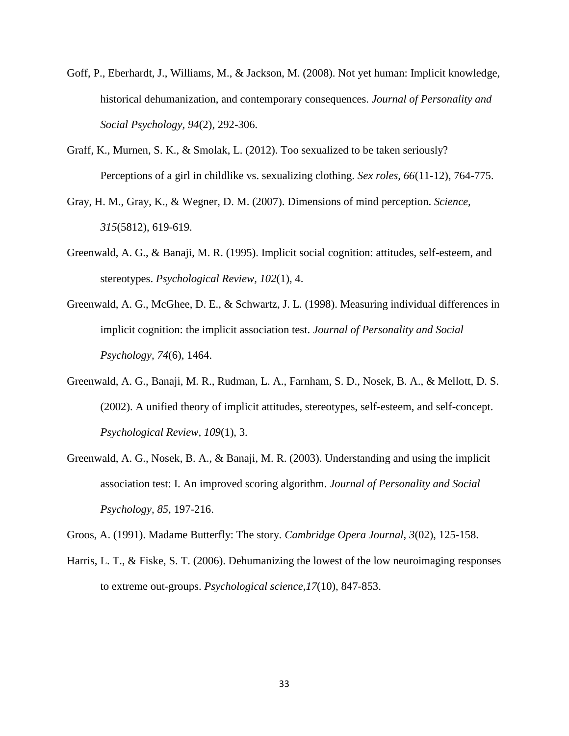Goff, P., Eberhardt, J., Williams, M., & Jackson, M. (2008). Not yet human: Implicit knowledge, historical dehumanization, and contemporary consequences. *Journal of Personality and Social Psychology, 94*(2), 292-306.

Graff, K., Murnen, S. K., & Smolak, L. (2012). Too sexualized to be taken seriously? Perceptions of a girl in childlike vs. sexualizing clothing. *Sex roles, 66*(11-12), 764-775.

Gray, H. M., Gray, K., & Wegner, D. M. (2007). Dimensions of mind perception. *Science, 315*(5812), 619-619.

Greenwald, A. G., & Banaji, M. R. (1995). Implicit social cognition: attitudes, self-esteem, and stereotypes. *Psychological Review, 102*(1), 4.

Greenwald, A. G., McGhee, D. E., & Schwartz, J. L. (1998). Measuring individual differences in implicit cognition: the implicit association test. *Journal of Personality and Social Psychology, 74*(6), 1464.

Greenwald, A. G., Banaji, M. R., Rudman, L. A., Farnham, S. D., Nosek, B. A., & Mellott, D. S. (2002). A unified theory of implicit attitudes, stereotypes, self-esteem, and self-concept. *Psychological Review, 109*(1), 3.

Greenwald, A. G., Nosek, B. A., & Banaji, M. R. (2003). Understanding and using the implicit association test: I. An improved scoring algorithm. *Journal of Personality and Social Psychology, 85*, 197-216.

Groos, A. (1991). Madame Butterfly: The story. *Cambridge Opera Journal, 3*(02), 125-158.

Harris, L. T., & Fiske, S. T. (2006). Dehumanizing the lowest of the low neuroimaging responses to extreme out-groups. *Psychological science,17*(10), 847-853.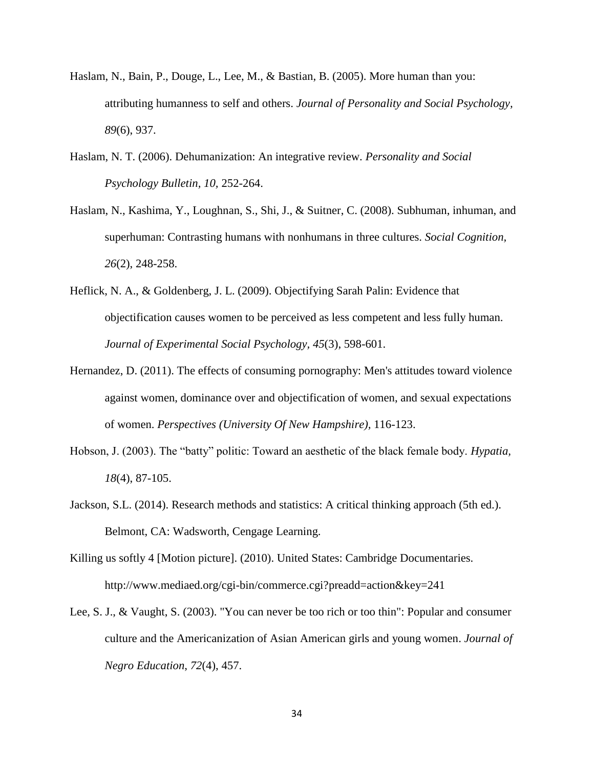Haslam, N., Bain, P., Douge, L., Lee, M., & Bastian, B. (2005). More human than you: attributing humanness to self and others. *Journal of Personality and Social Psychology*, *89*(6), 937.

Haslam, N. T. (2006). Dehumanization: An integrative review. *Personality and Social Psychology Bulletin, 10,* 252-264.

Haslam, N., Kashima, Y., Loughnan, S., Shi, J., & Suitner, C. (2008). Subhuman, inhuman, and superhuman: Contrasting humans with nonhumans in three cultures. *Social Cognition*, *26*(2), 248-258.

Heflick, N. A., & Goldenberg, J. L. (2009). Objectifying Sarah Palin: Evidence that objectification causes women to be perceived as less competent and less fully human. *Journal of Experimental Social Psychology*, *45*(3), 598-601.

Hernandez, D. (2011). The effects of consuming pornography: Men's attitudes toward violence against women, dominance over and objectification of women, and sexual expectations of women. *Perspectives (University Of New Hampshire),* 116-123.

Hobson, J. (2003). The "batty" politic: Toward an aesthetic of the black female body. *Hypatia, 18*(4), 87-105.

Jackson, S.L. (2014). Research methods and statistics: A critical thinking approach (5th ed.). Belmont, CA: Wadsworth, Cengage Learning.

Killing us softly 4 [Motion picture]. (2010). United States: Cambridge Documentaries. http://www.mediaed.org/cgi-bin/commerce.cgi?preadd=action&key=241

Lee, S. J., & Vaught, S. (2003). "You can never be too rich or too thin": Popular and consumer culture and the Americanization of Asian American girls and young women. *Journal of Negro Education*, *72*(4), 457.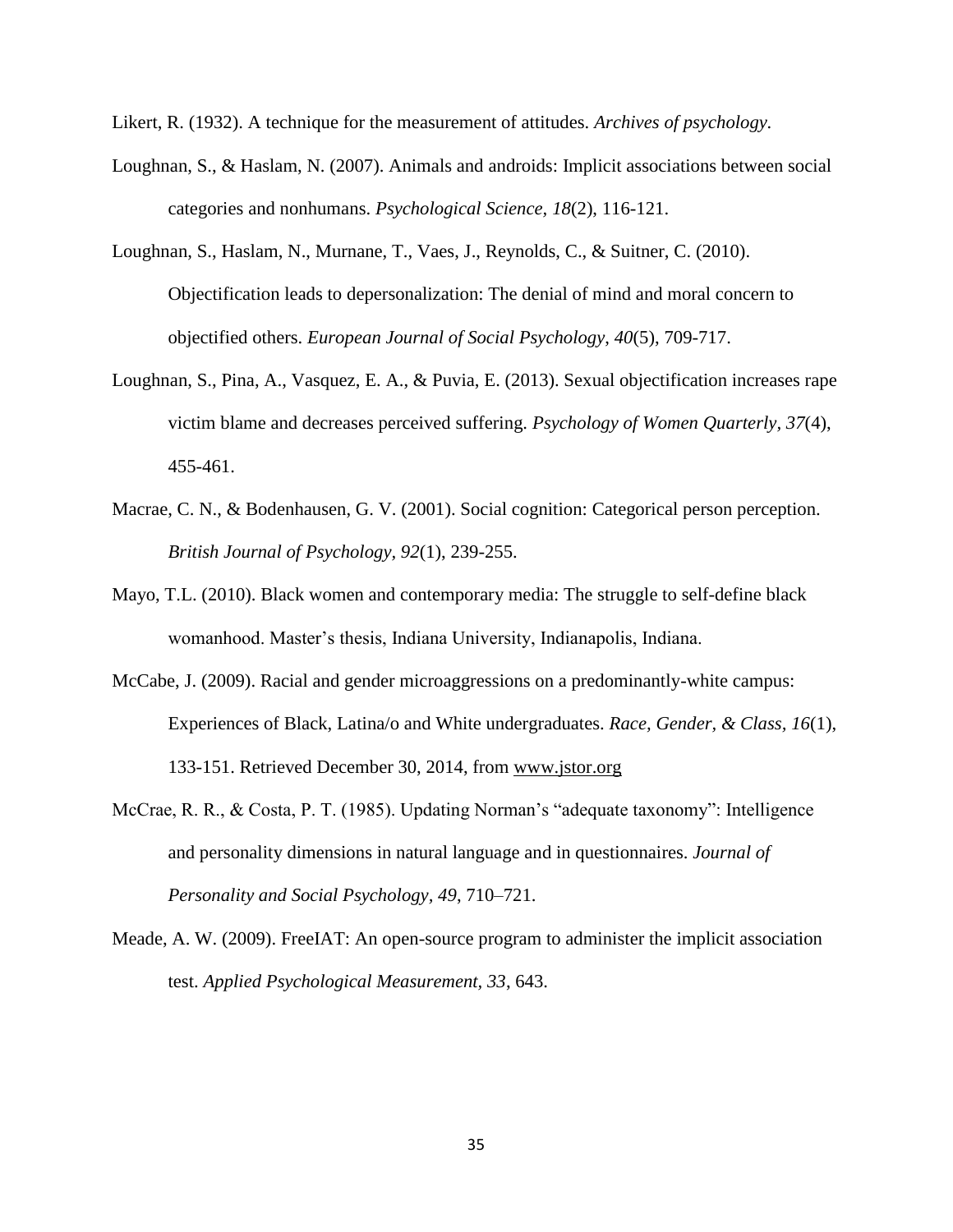Likert, R. (1932). A technique for the measurement of attitudes. *Archives of psychology*.

Loughnan, S., & Haslam, N. (2007). Animals and androids: Implicit associations between social categories and nonhumans. *Psychological Science, 18*(2), 116-121.

Loughnan, S., Haslam, N., Murnane, T., Vaes, J., Reynolds, C., & Suitner, C. (2010). Objectification leads to depersonalization: The denial of mind and moral concern to objectified others. *European Journal of Social Psychology, 40*(5), 709-717.

Loughnan, S., Pina, A., Vasquez, E. A., & Puvia, E. (2013). Sexual objectification increases rape victim blame and decreases perceived suffering. *Psychology of Women Quarterly, 37*(4), 455-461.

Macrae, C. N., & Bodenhausen, G. V. (2001). Social cognition: Categorical person perception. *British Journal of Psychology, 92*(1), 239-255.

Mayo, T.L. (2010). Black women and contemporary media: The struggle to self-define black womanhood. Master's thesis, Indiana University, Indianapolis, Indiana.

McCabe, J. (2009). Racial and gender microaggressions on a predominantly-white campus: Experiences of Black, Latina/o and White undergraduates. *Race, Gender, & Class, 16*(1), 133-151. Retrieved December 30, 2014, from www.jstor.org

McCrae, R. R., & Costa, P. T. (1985). Updating Norman's "adequate taxonomy": Intelligence and personality dimensions in natural language and in questionnaires. *Journal of Personality and Social Psychology, 49*, 710–721.

Meade, A. W. (2009). FreeIAT: An open-source program to administer the implicit association test. *Applied Psychological Measurement, 33*, 643.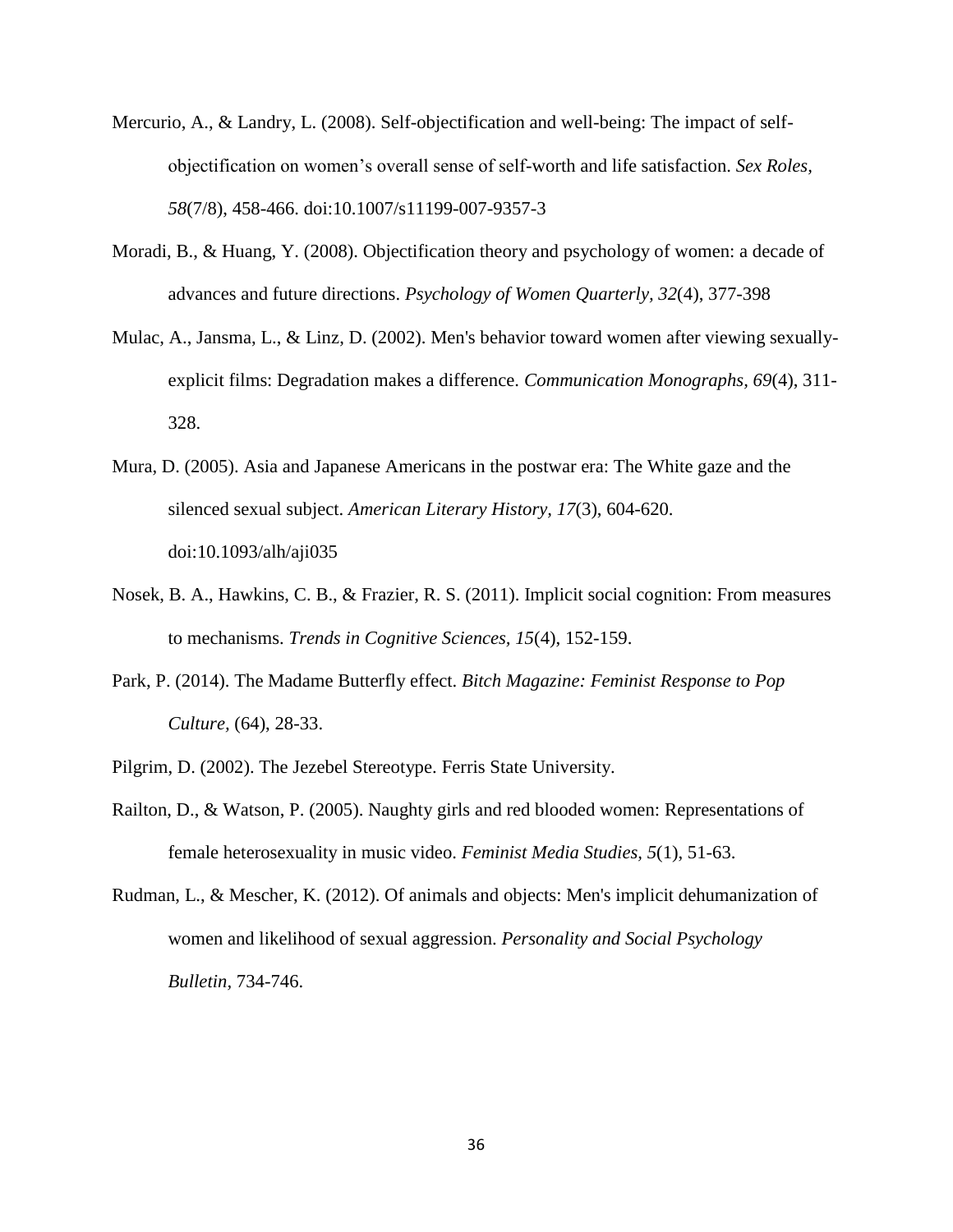Mercurio, A., & Landry, L. (2008). Self-objectification and well-being: The impact of self-objectification on women's overall sense of self-worth and life satisfaction. *Sex Roles*, *58*(7/8), 458-466. doi:10.1007/s11199-007-9357-3

Moradi, B., & Huang, Y. (2008). Objectification theory and psychology of women: a decade of advances and future directions. *Psychology of Women Quarterly, 32*(4), 377-398

Mulac, A., Jansma, L., & Linz, D. (2002). Men's behavior toward women after viewing sexually-explicit films: Degradation makes a difference. *Communication Monographs*, *69*(4), 311-328.

Mura, D. (2005). Asia and Japanese Americans in the postwar era: The White gaze and the silenced sexual subject. *American Literary History, 17*(3), 604-620. doi:10.1093/alh/aji035

Nosek, B. A., Hawkins, C. B., & Frazier, R. S. (2011). Implicit social cognition: From measures to mechanisms. *Trends in Cognitive Sciences*, *15*(4), 152-159.

Park, P. (2014). The Madame Butterfly effect. *Bitch Magazine: Feminist Response to Pop Culture,* (64), 28-33.

Pilgrim, D. (2002). The Jezebel Stereotype. Ferris State University.

Railton, D., & Watson, P. (2005). Naughty girls and red blooded women: Representations of female heterosexuality in music video. *Feminist Media Studies*, *5*(1), 51-63.

Rudman, L., & Mescher, K. (2012). Of animals and objects: Men's implicit dehumanization of women and likelihood of sexual aggression. *Personality and Social Psychology Bulletin*, 734-746.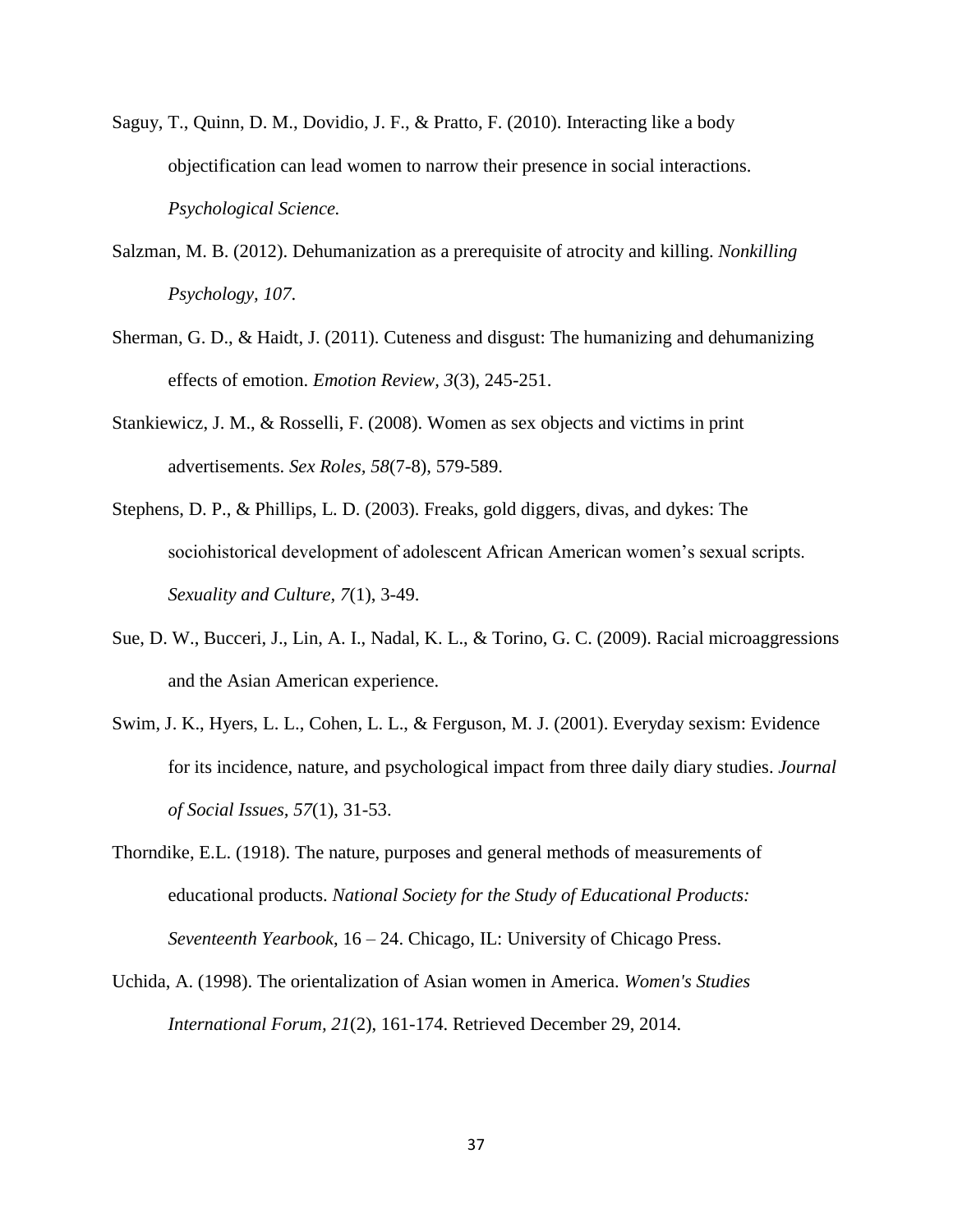Saguy, T., Quinn, D. M., Dovidio, J. F., & Pratto, F. (2010). Interacting like a body objectification can lead women to narrow their presence in social interactions. *Psychological Science.*

Salzman, M. B. (2012). Dehumanization as a prerequisite of atrocity and killing. *Nonkilling Psychology, 107*.

Sherman, G. D., & Haidt, J. (2011). Cuteness and disgust: The humanizing and dehumanizing effects of emotion. *Emotion Review*, *3*(3), 245-251.

Stankiewicz, J. M., & Rosselli, F. (2008). Women as sex objects and victims in print advertisements. *Sex Roles, 58*(7-8), 579-589.

Stephens, D. P., & Phillips, L. D. (2003). Freaks, gold diggers, divas, and dykes: The sociohistorical development of adolescent African American women's sexual scripts. *Sexuality and Culture, 7*(1), 3-49.

Sue, D. W., Bucceri, J., Lin, A. I., Nadal, K. L., & Torino, G. C. (2009). Racial microaggressions and the Asian American experience.

Swim, J. K., Hyers, L. L., Cohen, L. L., & Ferguson, M. J. (2001). Everyday sexism: Evidence for its incidence, nature, and psychological impact from three daily diary studies. *Journal of Social Issues*, *57*(1), 31-53.

Thorndike, E.L. (1918). The nature, purposes and general methods of measurements of educational products. *National Society for the Study of Educational Products: Seventeenth Yearbook*, 16 – 24. Chicago, IL: University of Chicago Press.

Uchida, A. (1998). The orientalization of Asian women in America. *Women's Studies International Forum, 21*(2), 161-174. Retrieved December 29, 2014.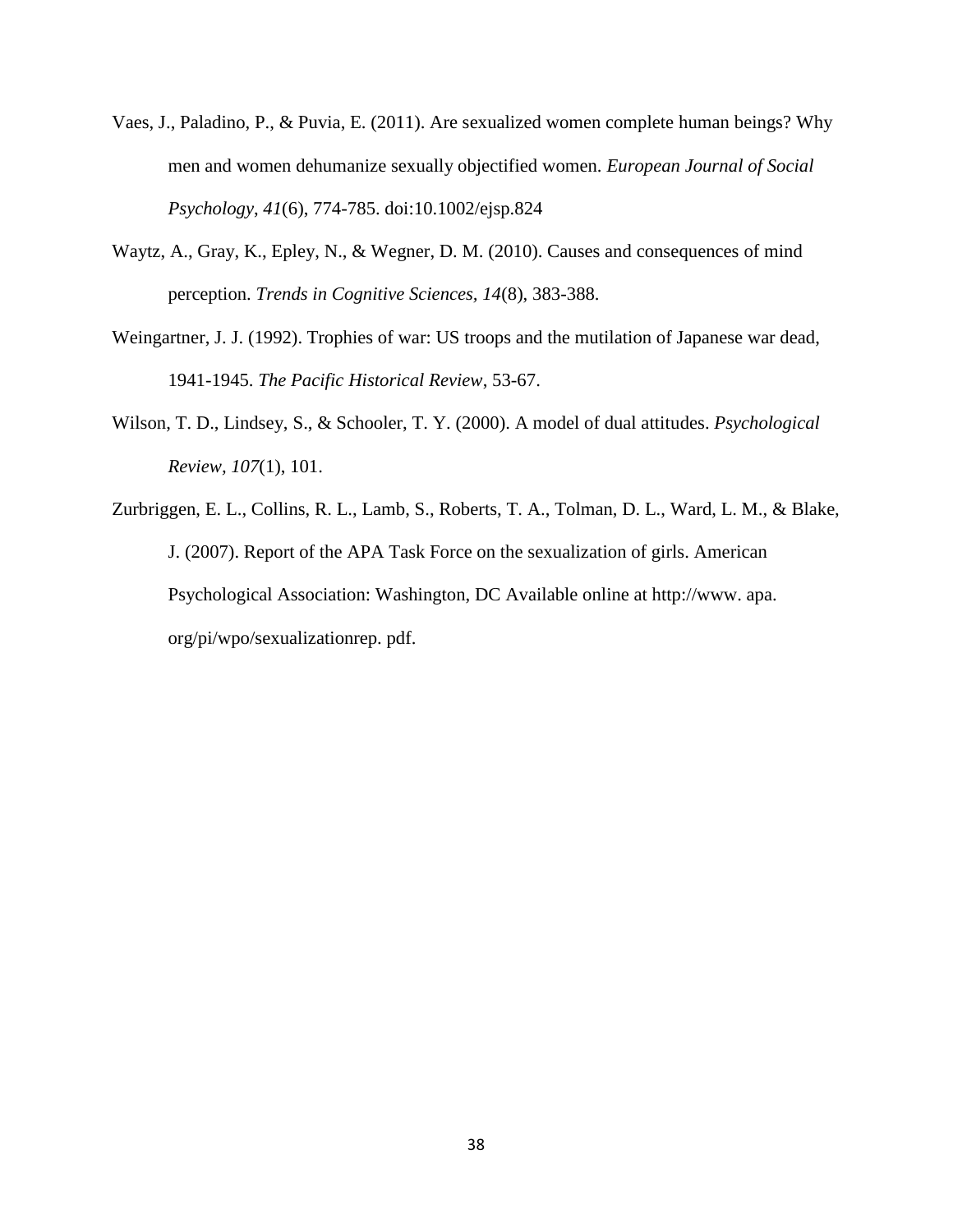Vaes, J., Paladino, P., & Puvia, E. (2011). Are sexualized women complete human beings? Why men and women dehumanize sexually objectified women. *European Journal of Social Psychology*, *41*(6), 774-785. doi:10.1002/ejsp.824

Waytz, A., Gray, K., Epley, N., & Wegner, D. M. (2010). Causes and consequences of mind perception. *Trends in Cognitive Sciences, 14*(8), 383-388.

Weingartner, J. J. (1992). Trophies of war: US troops and the mutilation of Japanese war dead, 1941-1945. *The Pacific Historical Review*, 53-67.

Wilson, T. D., Lindsey, S., & Schooler, T. Y. (2000). A model of dual attitudes. *Psychological Review*, *107*(1), 101.

Zurbriggen, E. L., Collins, R. L., Lamb, S., Roberts, T. A., Tolman, D. L., Ward, L. M., & Blake, J. (2007). Report of the APA Task Force on the sexualization of girls. American Psychological Association: Washington, DC Available online at http://www. apa. org/pi/wpo/sexualizationrep. pdf.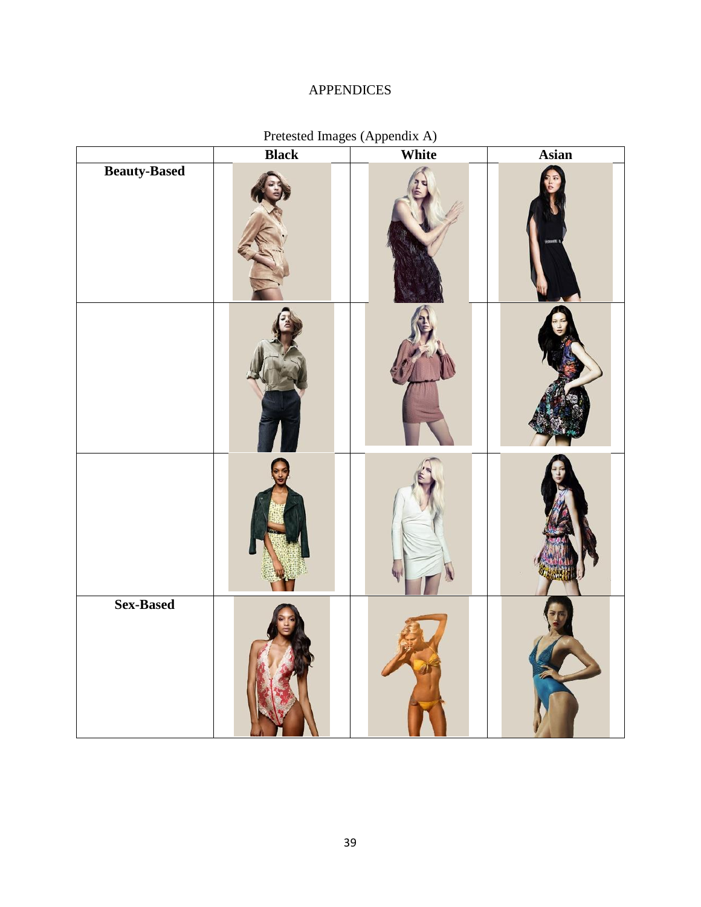# APPENDICES

Pretested Images (Appendix A)

| | Black | White | Asian |
|---|---|---|---|
| **Beauty-Based** | | | |
| | | | |
| | | | |
| **Sex-Based** | | | |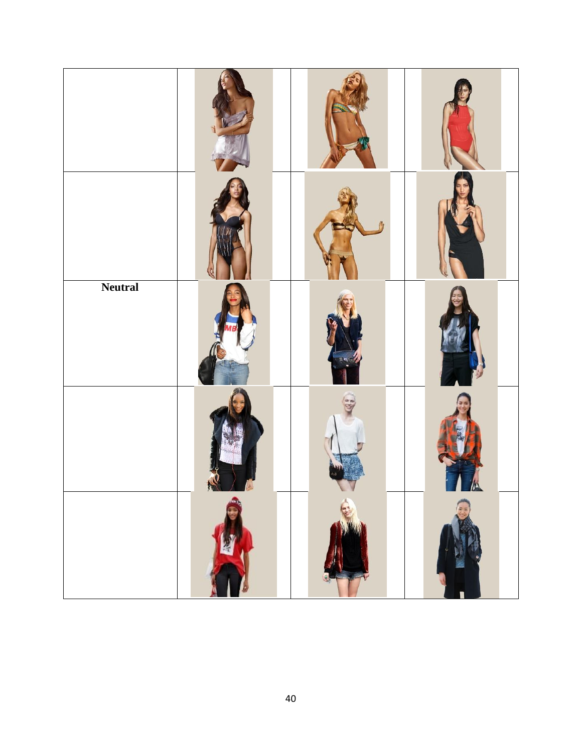| | | | |
|---|---|---|---|
| | | | |
| | | | |
| **Neutral** | | | |
| | | | |
| | | | |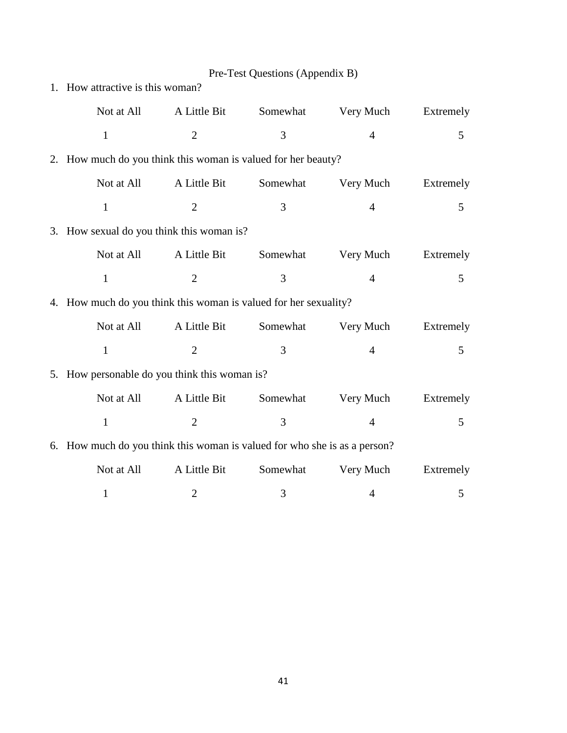Pre-Test Questions (Appendix B)

1. How attractive is this woman?

| Not at All | A Little Bit | Somewhat | Very Much | Extremely |
|---|---|---|---|---|
| 1 | 2 | 3 | 4 | 5 |

2. How much do you think this woman is valued for her beauty?

| Not at All | A Little Bit | Somewhat | Very Much | Extremely |
|---|---|---|---|---|
| 1 | 2 | 3 | 4 | 5 |

3. How sexual do you think this woman is?

| Not at All | A Little Bit | Somewhat | Very Much | Extremely |
|---|---|---|---|---|
| 1 | 2 | 3 | 4 | 5 |

4. How much do you think this woman is valued for her sexuality?

| Not at All | A Little Bit | Somewhat | Very Much | Extremely |
|---|---|---|---|---|
| 1 | 2 | 3 | 4 | 5 |

5. How personable do you think this woman is?

| Not at All | A Little Bit | Somewhat | Very Much | Extremely |
|---|---|---|---|---|
| 1 | 2 | 3 | 4 | 5 |

6. How much do you think this woman is valued for who she is as a person?

| Not at All | A Little Bit | Somewhat | Very Much | Extremely |
|---|---|---|---|---|
| 1 | 2 | 3 | 4 | 5 |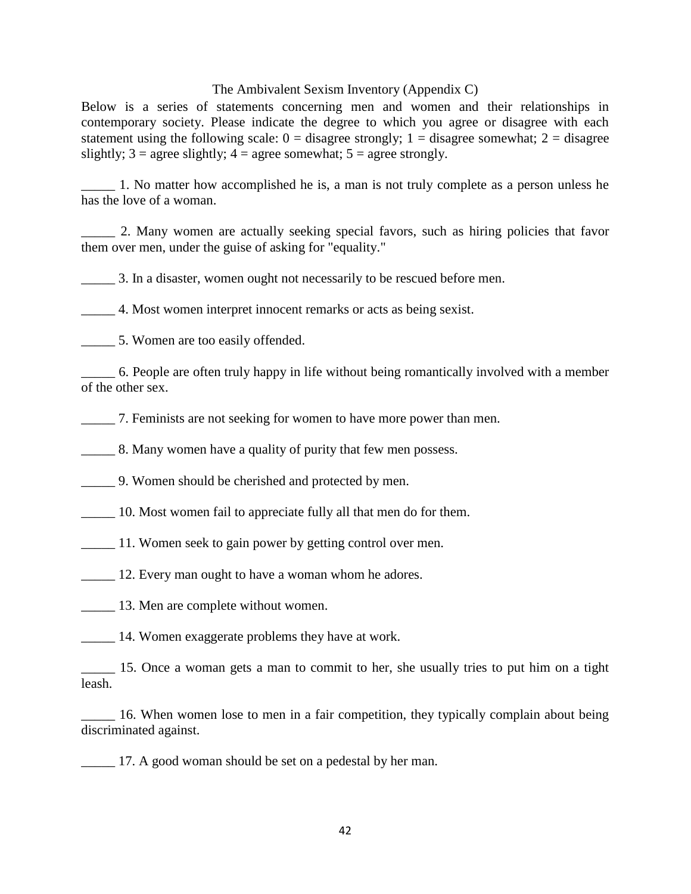# The Ambivalent Sexism Inventory (Appendix C)

Below is a series of statements concerning men and women and their relationships in contemporary society. Please indicate the degree to which you agree or disagree with each statement using the following scale: 0 = disagree strongly; 1 = disagree somewhat; 2 = disagree slightly; 3 = agree slightly; 4 = agree somewhat; 5 = agree strongly.

_____ 1. No matter how accomplished he is, a man is not truly complete as a person unless he has the love of a woman.

_____ 2. Many women are actually seeking special favors, such as hiring policies that favor them over men, under the guise of asking for "equality."

_____ 3. In a disaster, women ought not necessarily to be rescued before men.

_____ 4. Most women interpret innocent remarks or acts as being sexist.

_____ 5. Women are too easily offended.

_____ 6. People are often truly happy in life without being romantically involved with a member of the other sex.

_____ 7. Feminists are not seeking for women to have more power than men.

_____ 8. Many women have a quality of purity that few men possess.

_____ 9. Women should be cherished and protected by men.

_____ 10. Most women fail to appreciate fully all that men do for them.

_____ 11. Women seek to gain power by getting control over men.

_____ 12. Every man ought to have a woman whom he adores.

_____ 13. Men are complete without women.

_____ 14. Women exaggerate problems they have at work.

_____ 15. Once a woman gets a man to commit to her, she usually tries to put him on a tight leash.

_____ 16. When women lose to men in a fair competition, they typically complain about being discriminated against.

_____ 17. A good woman should be set on a pedestal by her man.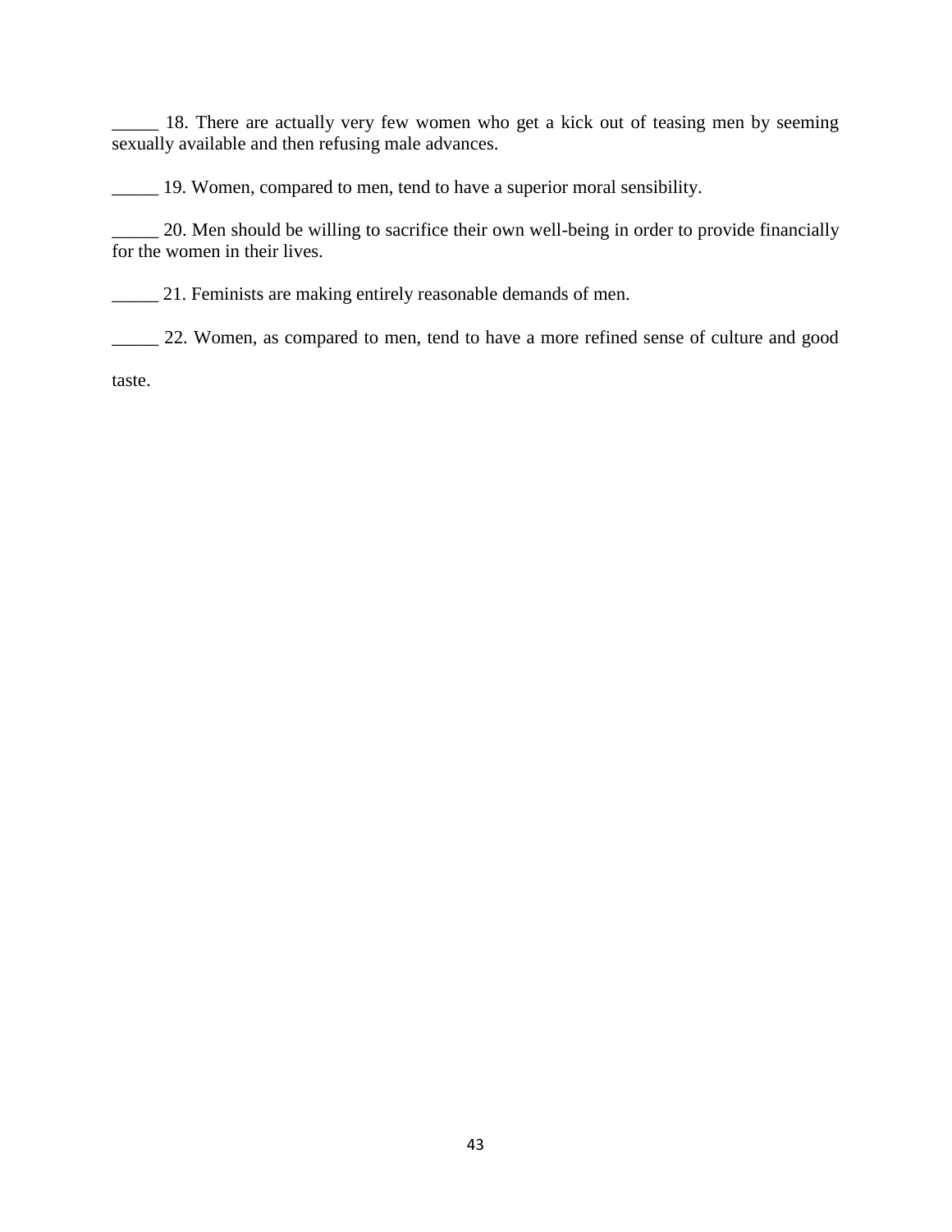_____ 18. There are actually very few women who get a kick out of teasing men by seeming sexually available and then refusing male advances.

_____ 19. Women, compared to men, tend to have a superior moral sensibility.

_____ 20. Men should be willing to sacrifice their own well-being in order to provide financially for the women in their lives.

_____ 21. Feminists are making entirely reasonable demands of men.

_____ 22. Women, as compared to men, tend to have a more refined sense of culture and good taste.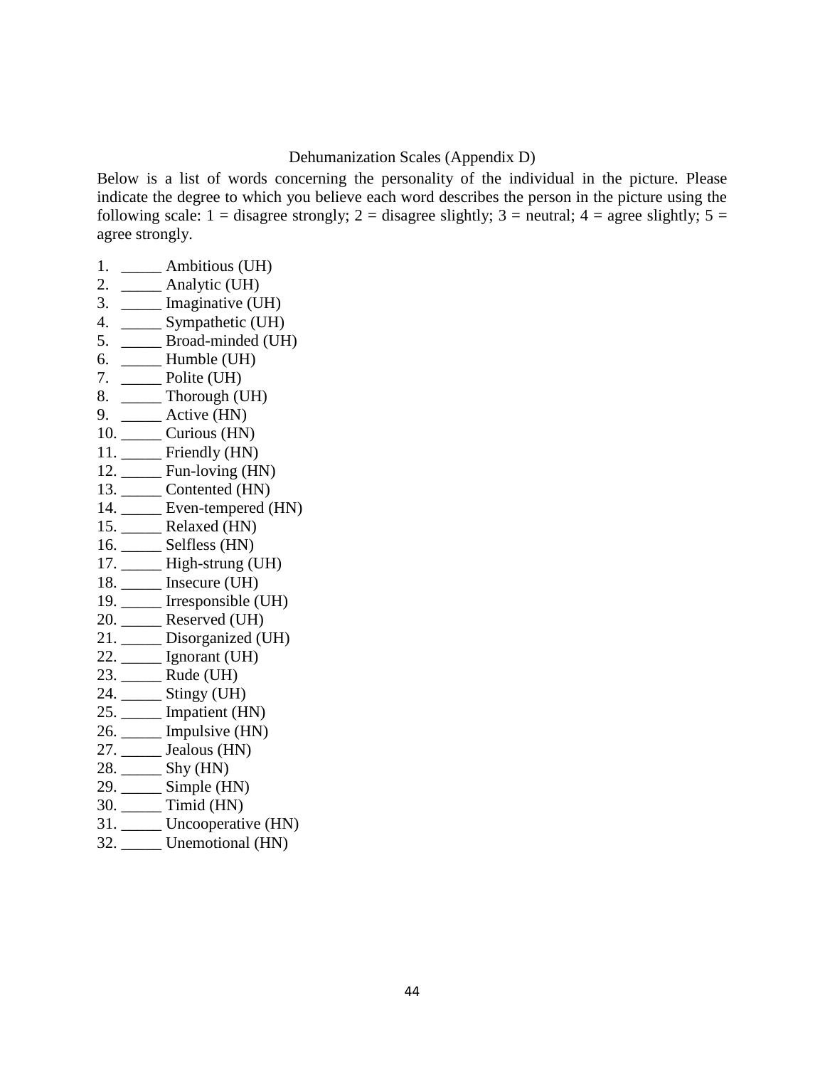## Dehumanization Scales (Appendix D)

Below is a list of words concerning the personality of the individual in the picture. Please indicate the degree to which you believe each word describes the person in the picture using the following scale: 1 = disagree strongly; 2 = disagree slightly; 3 = neutral; 4 = agree slightly; 5 = agree strongly.

1. _____ Ambitious (UH)
2. _____ Analytic (UH)
3. _____ Imaginative (UH)
4. _____ Sympathetic (UH)
5. _____ Broad-minded (UH)
6. _____ Humble (UH)
7. _____ Polite (UH)
8. _____ Thorough (UH)
9. _____ Active (HN)
10. _____ Curious (HN)
11. _____ Friendly (HN)
12. _____ Fun-loving (HN)
13. _____ Contented (HN)
14. _____ Even-tempered (HN)
15. _____ Relaxed (HN)
16. _____ Selfless (HN)
17. _____ High-strung (UH)
18. _____ Insecure (UH)
19. _____ Irresponsible (UH)
20. _____ Reserved (UH)
21. _____ Disorganized (UH)
22. _____ Ignorant (UH)
23. _____ Rude (UH)
24. _____ Stingy (UH)
25. _____ Impatient (HN)
26. _____ Impulsive (HN)
27. _____ Jealous (HN)
28. _____ Shy (HN)
29. _____ Simple (HN)
30. _____ Timid (HN)
31. _____ Uncooperative (HN)
32. _____ Unemotional (HN)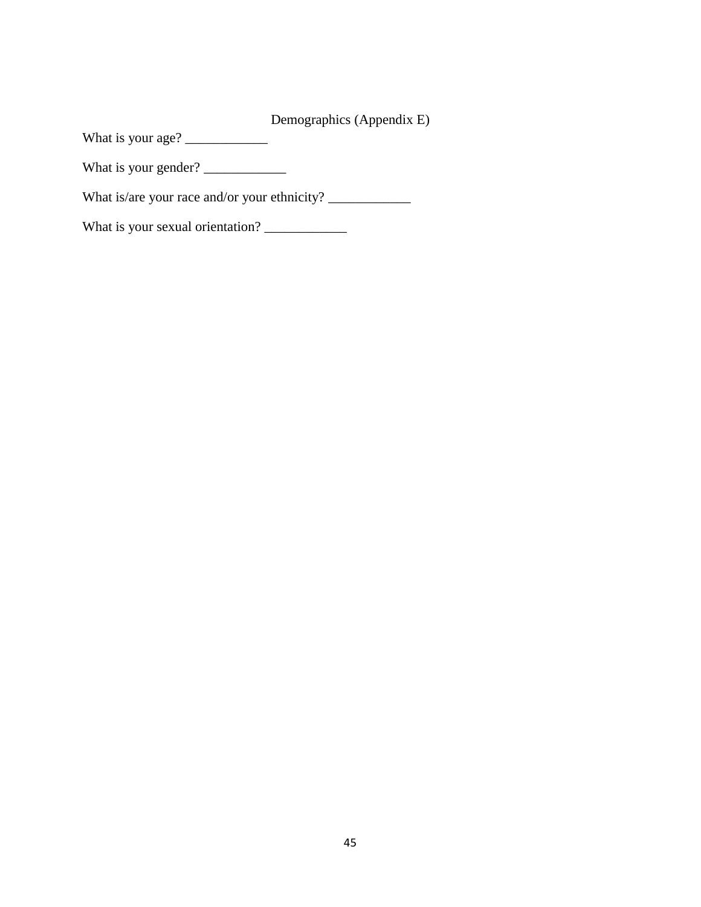## Demographics (Appendix E)

What is your age? ____________

What is your gender? ____________

What is/are your race and/or your ethnicity? ____________

What is your sexual orientation? ____________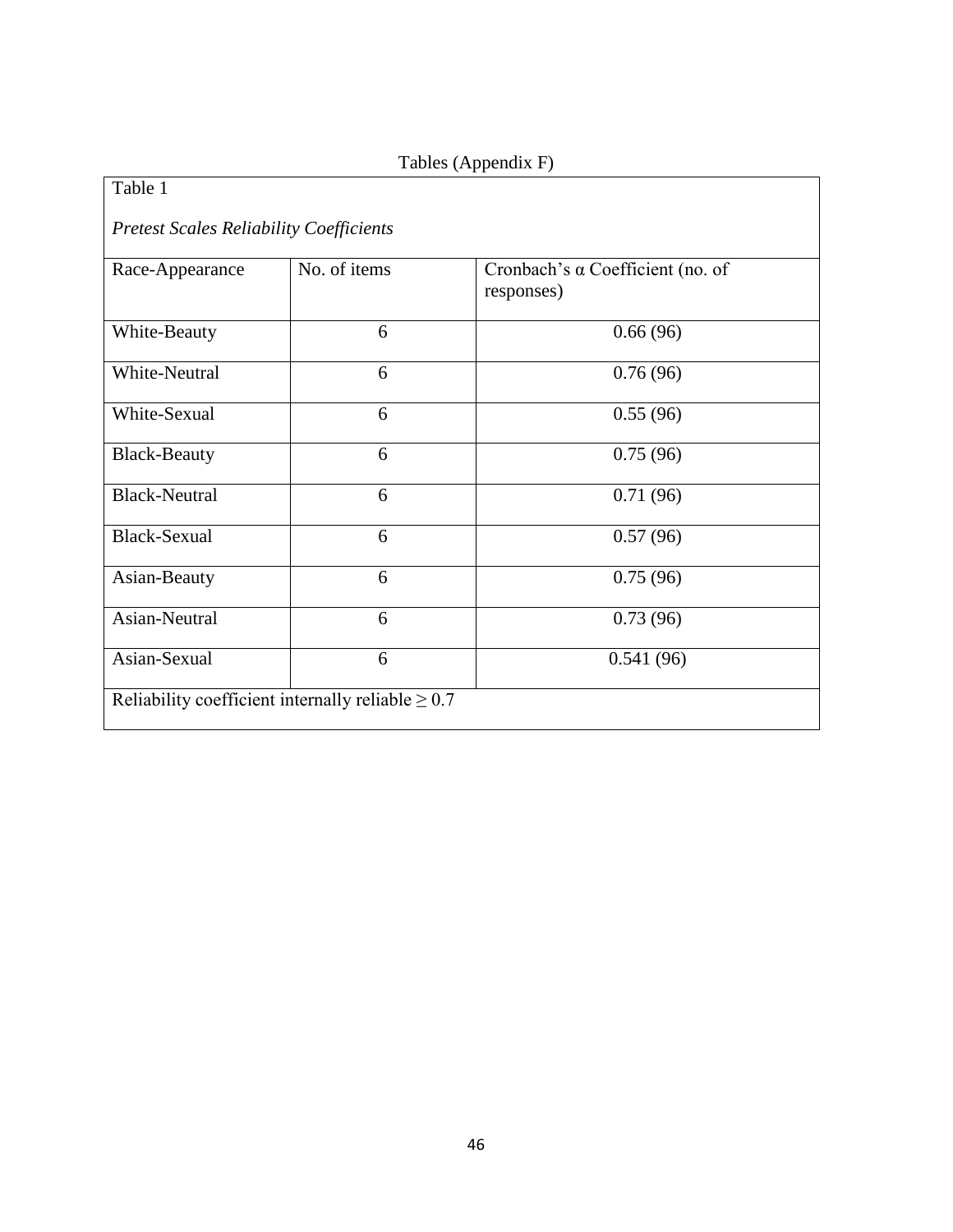Tables (Appendix F)

Table 1

*Pretest Scales Reliability Coefficients*

| Race-Appearance | No. of items | Cronbach's α Coefficient (no. of responses) |
|---|---|---|
| White-Beauty | 6 | 0.66 (96) |
| White-Neutral | 6 | 0.76 (96) |
| White-Sexual | 6 | 0.55 (96) |
| Black-Beauty | 6 | 0.75 (96) |
| Black-Neutral | 6 | 0.71 (96) |
| Black-Sexual | 6 | 0.57 (96) |
| Asian-Beauty | 6 | 0.75 (96) |
| Asian-Neutral | 6 | 0.73 (96) |
| Asian-Sexual | 6 | 0.541 (96) |

Reliability coefficient internally reliable $\geq 0.7$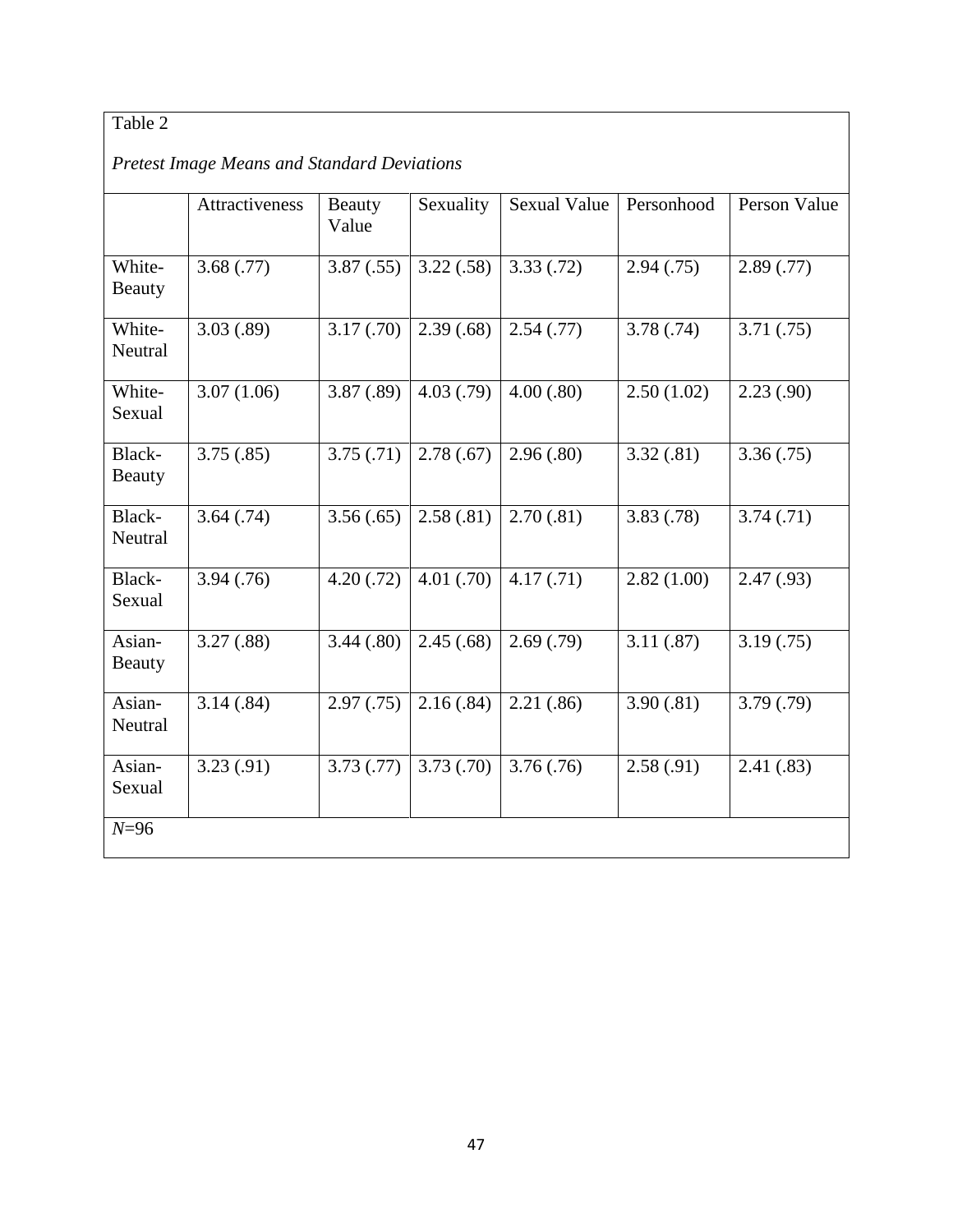Table 2

*Pretest Image Means and Standard Deviations*

| | Attractiveness | Beauty Value | Sexuality | Sexual Value | Personhood | Person Value |
|---|---|---|---|---|---|---|
| White-Beauty | 3.68 (.77) | 3.87 (.55) | 3.22 (.58) | 3.33 (.72) | 2.94 (.75) | 2.89 (.77) |
| White-Neutral | 3.03 (.89) | 3.17 (.70) | 2.39 (.68) | 2.54 (.77) | 3.78 (.74) | 3.71 (.75) |
| White-Sexual | 3.07 (1.06) | 3.87 (.89) | 4.03 (.79) | 4.00 (.80) | 2.50 (1.02) | 2.23 (.90) |
| Black-Beauty | 3.75 (.85) | 3.75 (.71) | 2.78 (.67) | 2.96 (.80) | 3.32 (.81) | 3.36 (.75) |
| Black-Neutral | 3.64 (.74) | 3.56 (.65) | 2.58 (.81) | 2.70 (.81) | 3.83 (.78) | 3.74 (.71) |
| Black-Sexual | 3.94 (.76) | 4.20 (.72) | 4.01 (.70) | 4.17 (.71) | 2.82 (1.00) | 2.47 (.93) |
| Asian-Beauty | 3.27 (.88) | 3.44 (.80) | 2.45 (.68) | 2.69 (.79) | 3.11 (.87) | 3.19 (.75) |
| Asian-Neutral | 3.14 (.84) | 2.97 (.75) | 2.16 (.84) | 2.21 (.86) | 3.90 (.81) | 3.79 (.79) |
| Asian-Sexual | 3.23 (.91) | 3.73 (.77) | 3.73 (.70) | 3.76 (.76) | 2.58 (.91) | 2.41 (.83) |

*N*=96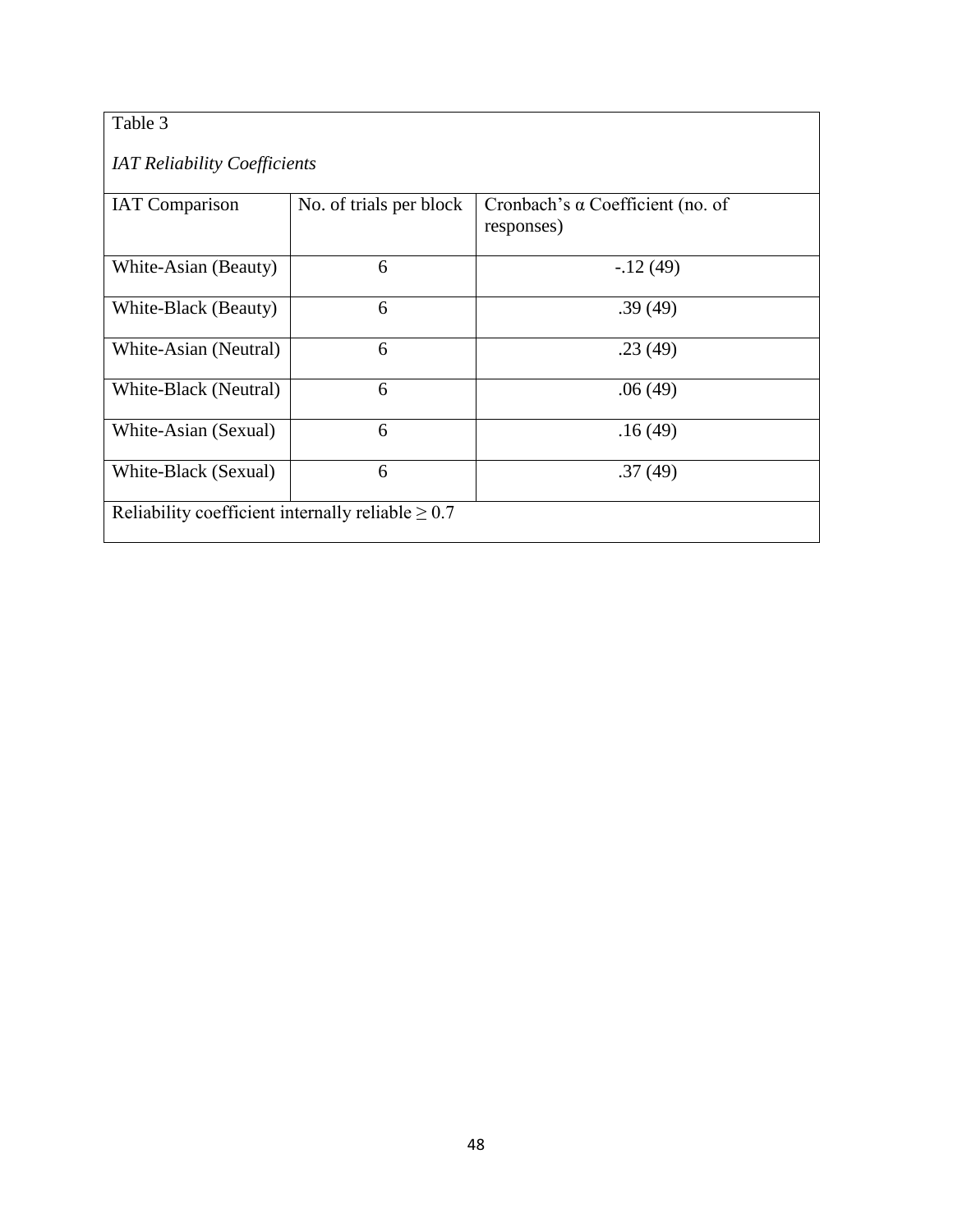Table 3

*IAT Reliability Coefficients*

| IAT Comparison | No. of trials per block | Cronbach's α Coefficient (no. of responses) |
|---|---|---|
| White-Asian (Beauty) | 6 | -.12 (49) |
| White-Black (Beauty) | 6 | .39 (49) |
| White-Asian (Neutral) | 6 | .23 (49) |
| White-Black (Neutral) | 6 | .06 (49) |
| White-Asian (Sexual) | 6 | .16 (49) |
| White-Black (Sexual) | 6 | .37 (49) |

Reliability coefficient internally reliable $\geq 0.7$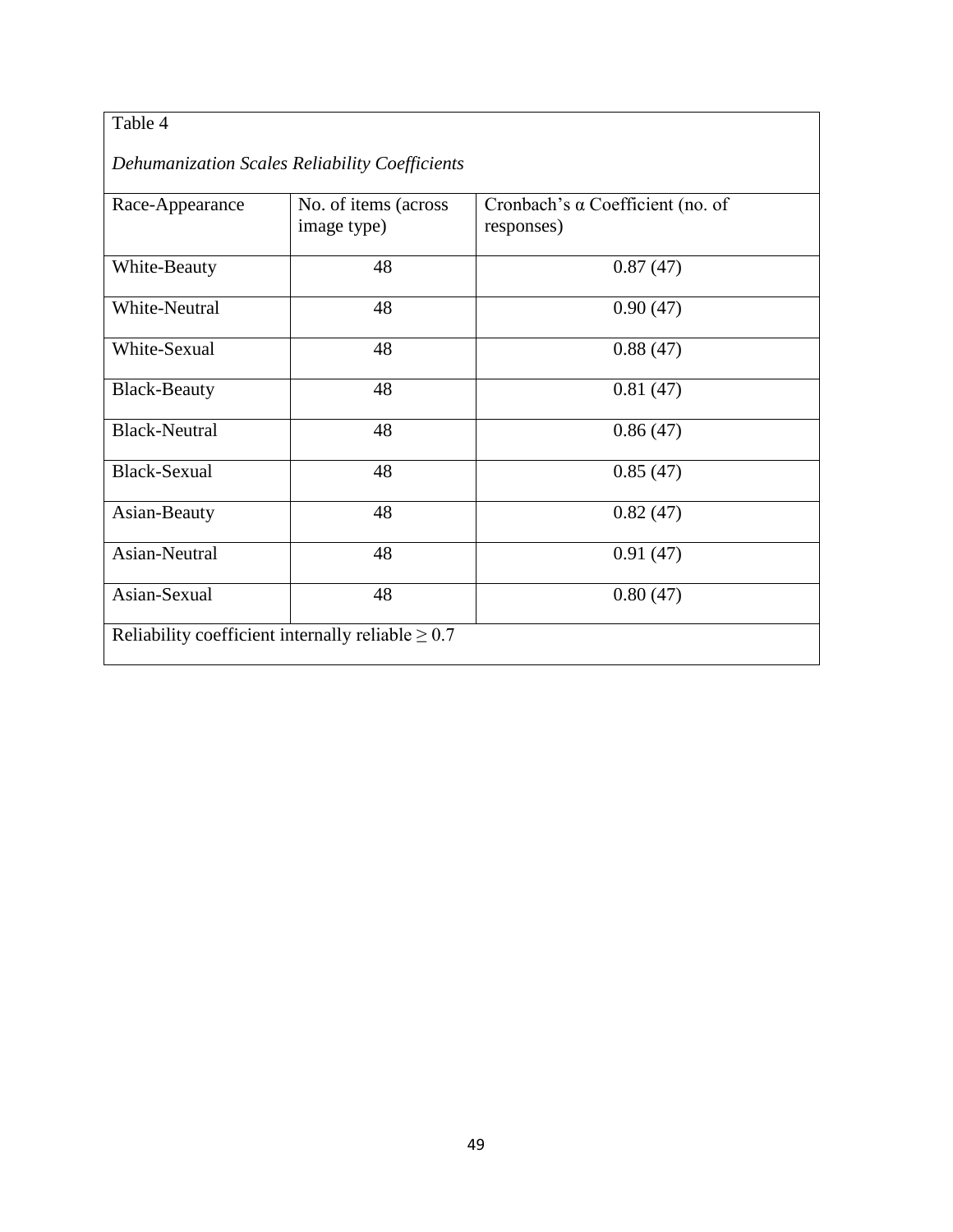Table 4

*Dehumanization Scales Reliability Coefficients*

| Race-Appearance | No. of items (across image type) | Cronbach's α Coefficient (no. of responses) |
|---|---|---|
| White-Beauty | 48 | 0.87 (47) |
| White-Neutral | 48 | 0.90 (47) |
| White-Sexual | 48 | 0.88 (47) |
| Black-Beauty | 48 | 0.81 (47) |
| Black-Neutral | 48 | 0.86 (47) |
| Black-Sexual | 48 | 0.85 (47) |
| Asian-Beauty | 48 | 0.82 (47) |
| Asian-Neutral | 48 | 0.91 (47) |
| Asian-Sexual | 48 | 0.80 (47) |

Reliability coefficient internally reliable $\geq 0.7$